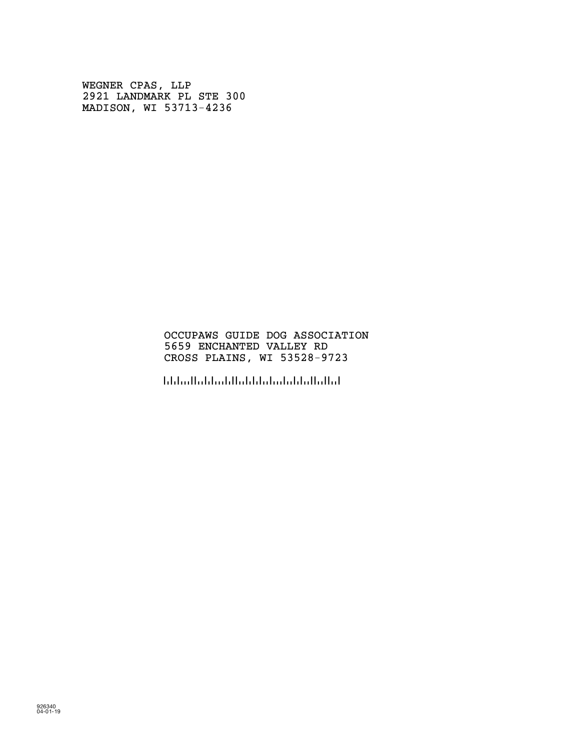WEGNER CPAS, LLP
2921 LANDMARK PL STE 300
MADISON, WI 53713-4236

OCCUPAWS GUIDE DOG ASSOCIATION
5659 ENCHANTED VALLEY RD
CROSS PLAINS, WI 53528-9723

926340
04-01-19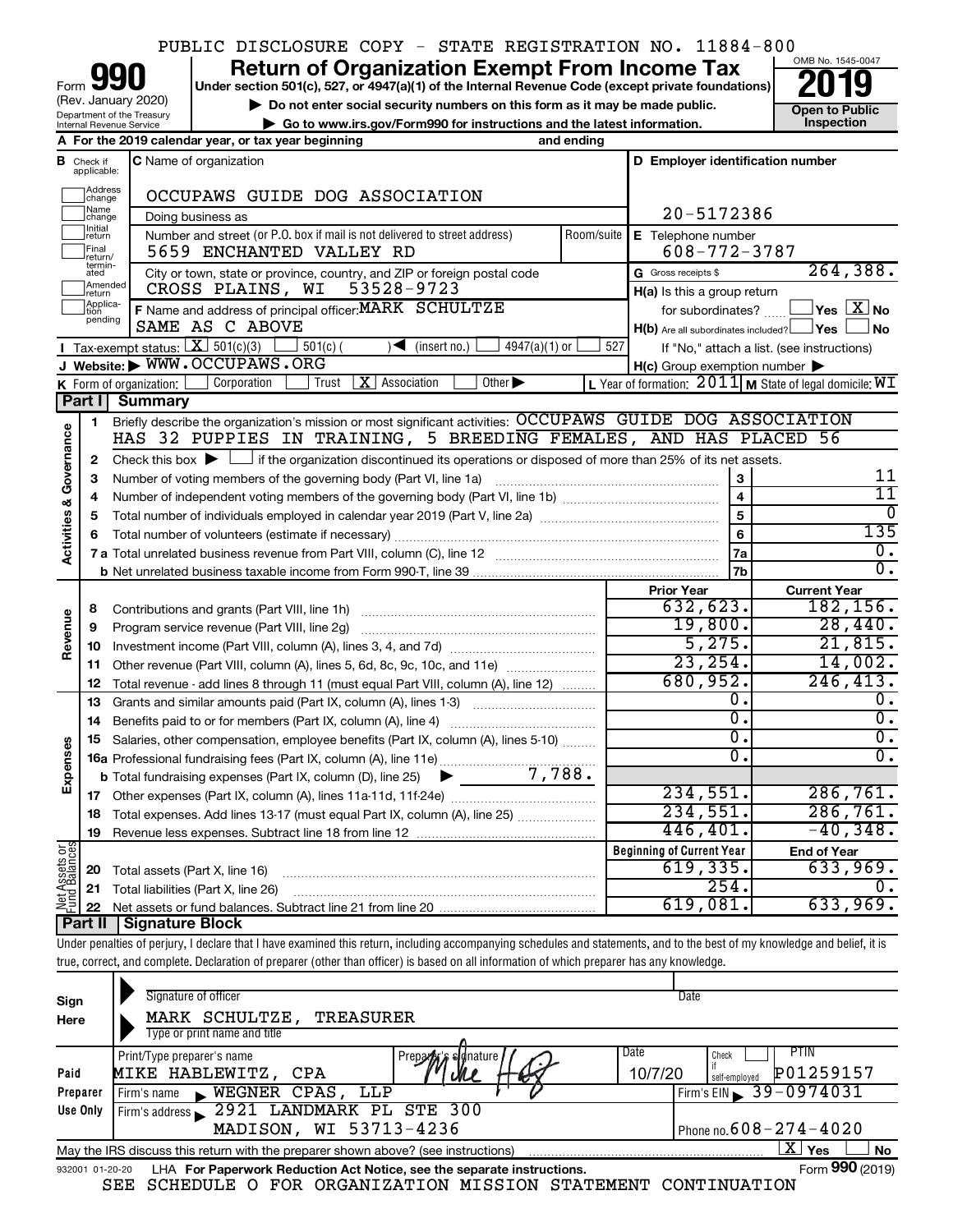PUBLIC DISCLOSURE COPY - STATE REGISTRATION NO. 11884-800

# Form 990 Return of Organization Exempt From Income Tax

**2019**

Under section 501(c), 527, or 4947(a)(1) of the Internal Revenue Code (except private foundations)

Form 990 (Rev. January 2020) — Department of the Treasury, Internal Revenue Service

▶ Do not enter social security numbers on this form as it may be made public.

▶ Go to www.irs.gov/Form990 for instructions and the latest information.

OMB No. 1545-0047 — Open to Public Inspection

**A** For the 2019 calendar year, or tax year beginning _______ and ending _______

**B** Check if applicable: Address change, Name change, Initial return, Final return/terminated, Amended return, Application pending

**C** Name of organization: OCCUPAWS GUIDE DOG ASSOCIATION

Doing business as

Number and street (or P.O. box if mail is not delivered to street address): 5659 ENCHANTED VALLEY RD — Room/suite

City or town, state or province, country, and ZIP or foreign postal code: CROSS PLAINS, WI 53528-9723

**D** Employer identification number: 20-5172386

**E** Telephone number: 608-772-3787

**G** Gross receipts $ 264,388.

**F** Name and address of principal officer: MARK SCHULTZE, SAME AS C ABOVE

**H(a)** Is this a group return for subordinates? ☐ Yes ☒ No

**H(b)** Are all subordinates included? ☐ Yes ☐ No — If "No," attach a list. (see instructions)

**H(c)** Group exemption number ▶

**I** Tax-exempt status: ☒ 501(c)(3) ☐ 501(c) ( ) ◀ (insert no.) ☐ 4947(a)(1) or ☐ 527

**J** Website: ▶ WWW.OCCUPAWS.ORG

**K** Form of organization: ☐ Corporation ☐ Trust ☒ Association ☐ Other ▶

**L** Year of formation: 2011 **M** State of legal domicile: WI

## Part I Summary

**Activities & Governance**

1. Briefly describe the organization's mission or most significant activities: OCCUPAWS GUIDE DOG ASSOCIATION HAS 32 PUPPIES IN TRAINING, 5 BREEDING FEMALES, AND HAS PLACED 56
2. Check this box ▶ ☐ if the organization discontinued its operations or disposed of more than 25% of its net assets.

| | | | |
|---|---|---|---|
| 3 | Number of voting members of the governing body (Part VI, line 1a) | 3 | 11 |
| 4 | Number of independent voting members of the governing body (Part VI, line 1b) | 4 | 11 |
| 5 | Total number of individuals employed in calendar year 2019 (Part V, line 2a) | 5 | 0 |
| 6 | Total number of volunteers (estimate if necessary) | 6 | 135 |
| 7a | Total unrelated business revenue from Part VIII, column (C), line 12 | 7a | 0. |
| b | Net unrelated business taxable income from Form 990-T, line 39 | 7b | 0. |

| | | Prior Year | Current Year |
|---|---|---|---|
| **Revenue** | | | |
| 8 | Contributions and grants (Part VIII, line 1h) | 632,623. | 182,156. |
| 9 | Program service revenue (Part VIII, line 2g) | 19,800. | 28,440. |
| 10 | Investment income (Part VIII, column (A), lines 3, 4, and 7d) | 5,275. | 21,815. |
| 11 | Other revenue (Part VIII, column (A), lines 5, 6d, 8c, 9c, 10c, and 11e) | 23,254. | 14,002. |
| 12 | Total revenue - add lines 8 through 11 (must equal Part VIII, column (A), line 12) | 680,952. | 246,413. |
| **Expenses** | | | |
| 13 | Grants and similar amounts paid (Part IX, column (A), lines 1-3) | 0. | 0. |
| 14 | Benefits paid to or for members (Part IX, column (A), line 4) | 0. | 0. |
| 15 | Salaries, other compensation, employee benefits (Part IX, column (A), lines 5-10) | 0. | 0. |
| 16a | Professional fundraising fees (Part IX, column (A), line 11e) | 0. | 0. |
| b | Total fundraising expenses (Part IX, column (D), line 25) ▶ 7,788. | | |
| 17 | Other expenses (Part IX, column (A), lines 11a-11d, 11f-24e) | 234,551. | 286,761. |
| 18 | Total expenses. Add lines 13-17 (must equal Part IX, column (A), line 25) | 234,551. | 286,761. |
| 19 | Revenue less expenses. Subtract line 18 from line 12 | 446,401. | -40,348. |

| | | Beginning of Current Year | End of Year |
|---|---|---|---|
| **Net Assets or Fund Balances** | | | |
| 20 | Total assets (Part X, line 16) | 619,335. | 633,969. |
| 21 | Total liabilities (Part X, line 26) | 254. | 0. |
| 22 | Net assets or fund balances. Subtract line 21 from line 20 | 619,081. | 633,969. |

## Part II Signature Block

Under penalties of perjury, I declare that I have examined this return, including accompanying schedules and statements, and to the best of my knowledge and belief, it is true, correct, and complete. Declaration of preparer (other than officer) is based on all information of which preparer has any knowledge.

**Sign Here**

Signature of officer — Date

MARK SCHULTZE, TREASURER — Type or print name and title

**Paid Preparer Use Only**

| Print/Type preparer's name | Preparer's signature | Date | Check if self-employed | PTIN |
|---|---|---|---|---|
| MIKE HABLEWITZ, CPA | | 10/7/20 | ☐ | P01259157 |

Firm's name ▶ WEGNER CPAS, LLP — Firm's EIN ▶ 39-0974031

Firm's address ▶ 2921 LANDMARK PL STE 300, MADISON, WI 53713-4236 — Phone no. 608-274-4020

May the IRS discuss this return with the preparer shown above? (see instructions) ☒ Yes ☐ No

932001 01-20-20 LHA For Paperwork Reduction Act Notice, see the separate instructions. Form **990** (2019)

SEE SCHEDULE O FOR ORGANIZATION MISSION STATEMENT CONTINUATION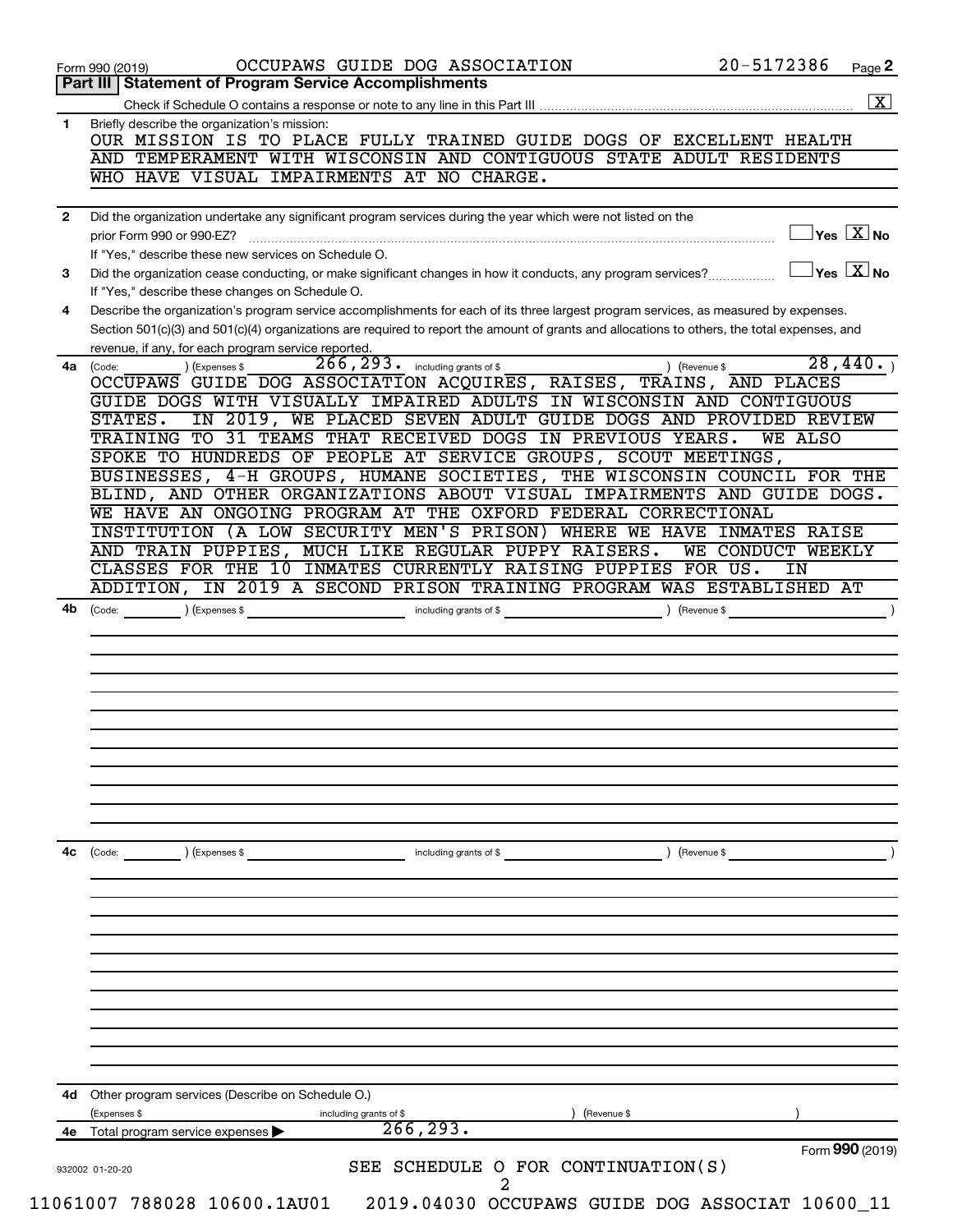Form 990 (2019) OCCUPAWS GUIDE DOG ASSOCIATION 20-5172386

## Part III Statement of Program Service Accomplishments

Check if Schedule O contains a response or note to any line in this Part III [X]

**1** Briefly describe the organization's mission:

OUR MISSION IS TO PLACE FULLY TRAINED GUIDE DOGS OF EXCELLENT HEALTH AND TEMPERAMENT WITH WISCONSIN AND CONTIGUOUS STATE ADULT RESIDENTS WHO HAVE VISUAL IMPAIRMENTS AT NO CHARGE.

**2** Did the organization undertake any significant program services during the year which were not listed on the prior Form 990 or 990-EZ? [ ] Yes [X] No

If "Yes," describe these new services on Schedule O.

**3** Did the organization cease conducting, or make significant changes in how it conducts, any program services? [ ] Yes [X] No

If "Yes," describe these changes on Schedule O.

**4** Describe the organization's program service accomplishments for each of its three largest program services, as measured by expenses. Section 501(c)(3) and 501(c)(4) organizations are required to report the amount of grants and allocations to others, the total expenses, and revenue, if any, for each program service reported.

**4a** (Code: ) (Expenses $ 266,293. including grants of $ ) (Revenue $ 28,440. )

OCCUPAWS GUIDE DOG ASSOCIATION ACQUIRES, RAISES, TRAINS, AND PLACES GUIDE DOGS WITH VISUALLY IMPAIRED ADULTS IN WISCONSIN AND CONTIGUOUS STATES. IN 2019, WE PLACED SEVEN ADULT GUIDE DOGS AND PROVIDED REVIEW TRAINING TO 31 TEAMS THAT RECEIVED DOGS IN PREVIOUS YEARS. WE ALSO SPOKE TO HUNDREDS OF PEOPLE AT SERVICE GROUPS, SCOUT MEETINGS, BUSINESSES, 4-H GROUPS, HUMANE SOCIETIES, THE WISCONSIN COUNCIL FOR THE BLIND, AND OTHER ORGANIZATIONS ABOUT VISUAL IMPAIRMENTS AND GUIDE DOGS. WE HAVE AN ONGOING PROGRAM AT THE OXFORD FEDERAL CORRECTIONAL INSTITUTION (A LOW SECURITY MEN'S PRISON) WHERE WE HAVE INMATES RAISE AND TRAIN PUPPIES, MUCH LIKE REGULAR PUPPY RAISERS. WE CONDUCT WEEKLY CLASSES FOR THE 10 INMATES CURRENTLY RAISING PUPPIES FOR US. IN ADDITION, IN 2019 A SECOND PRISON TRAINING PROGRAM WAS ESTABLISHED AT

**4b** (Code: ) (Expenses $ including grants of $ ) (Revenue $ )

**4c** (Code: ) (Expenses $ including grants of $ ) (Revenue $ )

**4d** Other program services (Describe on Schedule O.)

(Expenses $ including grants of $ ) (Revenue $ )

**4e** Total program service expenses 266,293.

Form 990 (2019)

932002 01-20-20

SEE SCHEDULE O FOR CONTINUATION(S)

11061007 788028 10600.1AU01 2019.04030 OCCUPAWS GUIDE DOG ASSOCIAT 10600_11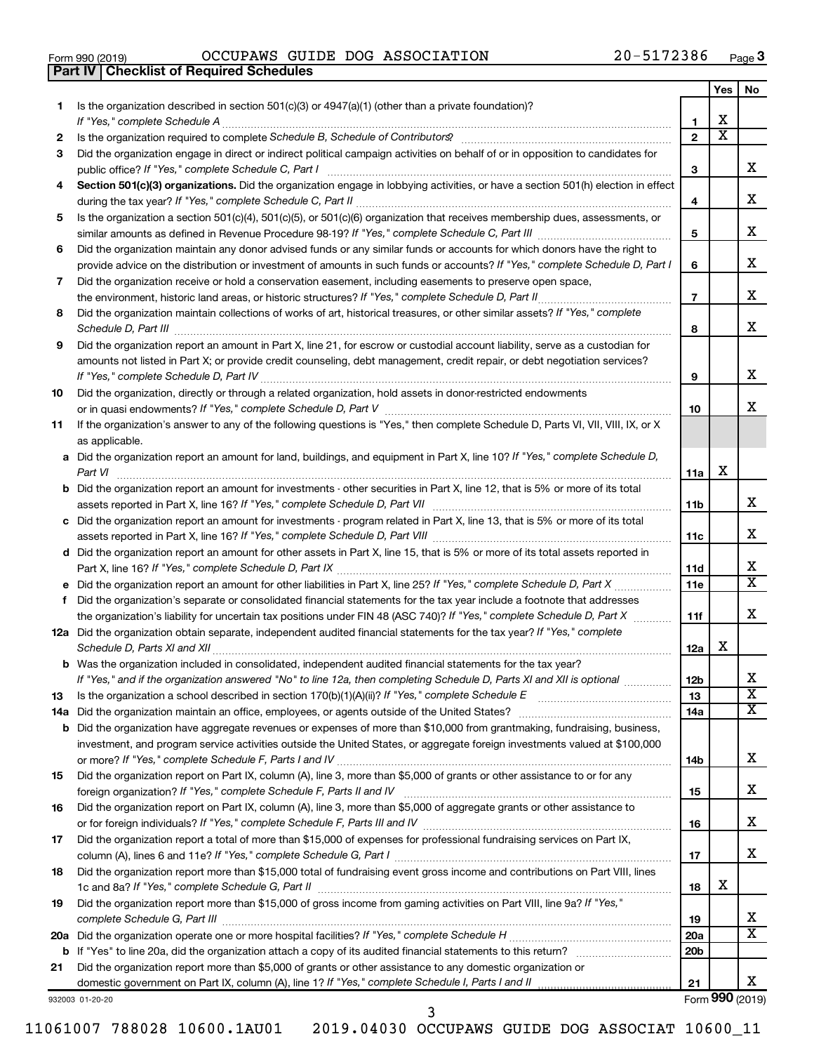Form 990 (2019) OCCUPAWS GUIDE DOG ASSOCIATION 20-5172386 Page **3**

## Part IV Checklist of Required Schedules

| | | | Yes | No |
|---|---|---|---|---|
| **1** | Is the organization described in section 501(c)(3) or 4947(a)(1) (other than a private foundation)? *If "Yes," complete Schedule A* | **1** | X | |
| **2** | Is the organization required to complete *Schedule B, Schedule of Contributors*? | **2** | X | |
| **3** | Did the organization engage in direct or indirect political campaign activities on behalf of or in opposition to candidates for public office? *If "Yes," complete Schedule C, Part I* | **3** | | X |
| **4** | **Section 501(c)(3) organizations.** Did the organization engage in lobbying activities, or have a section 501(h) election in effect during the tax year? *If "Yes," complete Schedule C, Part II* | **4** | | X |
| **5** | Is the organization a section 501(c)(4), 501(c)(5), or 501(c)(6) organization that receives membership dues, assessments, or similar amounts as defined in Revenue Procedure 98-19? *If "Yes," complete Schedule C, Part III* | **5** | | X |
| **6** | Did the organization maintain any donor advised funds or any similar funds or accounts for which donors have the right to provide advice on the distribution or investment of amounts in such funds or accounts? *If "Yes," complete Schedule D, Part I* | **6** | | X |
| **7** | Did the organization receive or hold a conservation easement, including easements to preserve open space, the environment, historic land areas, or historic structures? *If "Yes," complete Schedule D, Part II* | **7** | | X |
| **8** | Did the organization maintain collections of works of art, historical treasures, or other similar assets? *If "Yes," complete Schedule D, Part III* | **8** | | X |
| **9** | Did the organization report an amount in Part X, line 21, for escrow or custodial account liability, serve as a custodian for amounts not listed in Part X; or provide credit counseling, debt management, credit repair, or debt negotiation services? *If "Yes," complete Schedule D, Part IV* | **9** | | X |
| **10** | Did the organization, directly or through a related organization, hold assets in donor-restricted endowments or in quasi endowments? *If "Yes," complete Schedule D, Part V* | **10** | | X |
| **11** | If the organization's answer to any of the following questions is "Yes," then complete Schedule D, Parts VI, VII, VIII, IX, or X as applicable. | | | |
| **a** | Did the organization report an amount for land, buildings, and equipment in Part X, line 10? *If "Yes," complete Schedule D, Part VI* | **11a** | X | |
| **b** | Did the organization report an amount for investments - other securities in Part X, line 12, that is 5% or more of its total assets reported in Part X, line 16? *If "Yes," complete Schedule D, Part VII* | **11b** | | X |
| **c** | Did the organization report an amount for investments - program related in Part X, line 13, that is 5% or more of its total assets reported in Part X, line 16? *If "Yes," complete Schedule D, Part VIII* | **11c** | | X |
| **d** | Did the organization report an amount for other assets in Part X, line 15, that is 5% or more of its total assets reported in Part X, line 16? *If "Yes," complete Schedule D, Part IX* | **11d** | | X |
| **e** | Did the organization report an amount for other liabilities in Part X, line 25? *If "Yes," complete Schedule D, Part X* | **11e** | | X |
| **f** | Did the organization's separate or consolidated financial statements for the tax year include a footnote that addresses the organization's liability for uncertain tax positions under FIN 48 (ASC 740)? *If "Yes," complete Schedule D, Part X* | **11f** | | X |
| **12a** | Did the organization obtain separate, independent audited financial statements for the tax year? *If "Yes," complete Schedule D, Parts XI and XII* | **12a** | X | |
| **b** | Was the organization included in consolidated, independent audited financial statements for the tax year? *If "Yes," and if the organization answered "No" to line 12a, then completing Schedule D, Parts XI and XII is optional* | **12b** | | X |
| **13** | Is the organization a school described in section 170(b)(1)(A)(ii)? *If "Yes," complete Schedule E* | **13** | | X |
| **14a** | Did the organization maintain an office, employees, or agents outside of the United States? | **14a** | | X |
| **b** | Did the organization have aggregate revenues or expenses of more than $10,000 from grantmaking, fundraising, business, investment, and program service activities outside the United States, or aggregate foreign investments valued at $100,000 or more? *If "Yes," complete Schedule F, Parts I and IV* | **14b** | | X |
| **15** | Did the organization report on Part IX, column (A), line 3, more than $5,000 of grants or other assistance to or for any foreign organization? *If "Yes," complete Schedule F, Parts II and IV* | **15** | | X |
| **16** | Did the organization report on Part IX, column (A), line 3, more than $5,000 of aggregate grants or other assistance to or for foreign individuals? *If "Yes," complete Schedule F, Parts III and IV* | **16** | | X |
| **17** | Did the organization report a total of more than $15,000 of expenses for professional fundraising services on Part IX, column (A), lines 6 and 11e? *If "Yes," complete Schedule G, Part I* | **17** | | X |
| **18** | Did the organization report more than $15,000 total of fundraising event gross income and contributions on Part VIII, lines 1c and 8a? *If "Yes," complete Schedule G, Part II* | **18** | X | |
| **19** | Did the organization report more than $15,000 of gross income from gaming activities on Part VIII, line 9a? *If "Yes," complete Schedule G, Part III* | **19** | | X |
| **20a** | Did the organization operate one or more hospital facilities? *If "Yes," complete Schedule H* | **20a** | | X |
| **b** | If "Yes" to line 20a, did the organization attach a copy of its audited financial statements to this return? | **20b** | | |
| **21** | Did the organization report more than $5,000 of grants or other assistance to any domestic organization or domestic government on Part IX, column (A), line 1? *If "Yes," complete Schedule I, Parts I and II* | **21** | | X |

932003 01-20-20 Form **990** (2019)

11061007 788028 10600.1AU01 2019.04030 OCCUPAWS GUIDE DOG ASSOCIAT 10600_11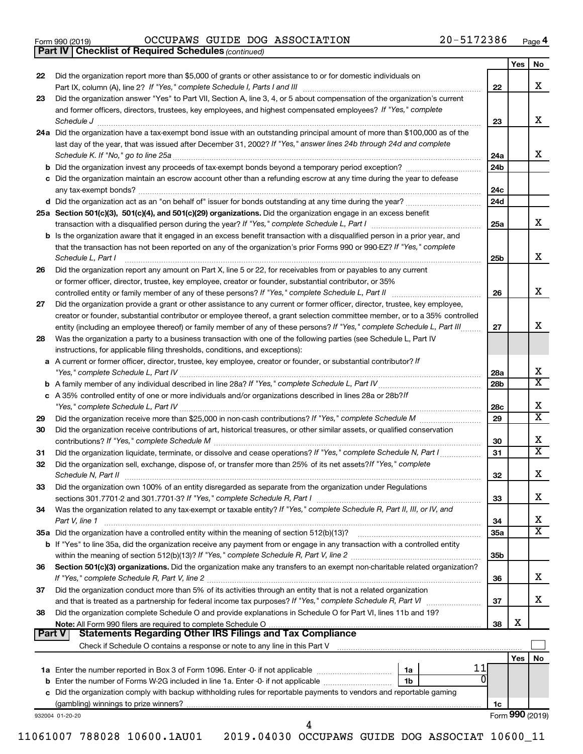Form 990 (2019) OCCUPAWS GUIDE DOG ASSOCIATION 20-5172386 Page 4

**Part IV | Checklist of Required Schedules** *(continued)*

| | | | Yes | No |
|---|---|---|---|---|
| 22 | Did the organization report more than $5,000 of grants or other assistance to or for domestic individuals on Part IX, column (A), line 2? *If "Yes," complete Schedule I, Parts I and III* | 22 | | X |
| 23 | Did the organization answer "Yes" to Part VII, Section A, line 3, 4, or 5 about compensation of the organization's current and former officers, directors, trustees, key employees, and highest compensated employees? *If "Yes," complete Schedule J* | 23 | | X |
| 24a | Did the organization have a tax-exempt bond issue with an outstanding principal amount of more than $100,000 as of the last day of the year, that was issued after December 31, 2002? *If "Yes," answer lines 24b through 24d and complete Schedule K. If "No," go to line 25a* | 24a | | X |
| b | Did the organization invest any proceeds of tax-exempt bonds beyond a temporary period exception? | 24b | | |
| c | Did the organization maintain an escrow account other than a refunding escrow at any time during the year to defease any tax-exempt bonds? | 24c | | |
| d | Did the organization act as an "on behalf of" issuer for bonds outstanding at any time during the year? | 24d | | |
| 25a | **Section 501(c)(3), 501(c)(4), and 501(c)(29) organizations.** Did the organization engage in an excess benefit transaction with a disqualified person during the year? *If "Yes," complete Schedule L, Part I* | 25a | | X |
| b | Is the organization aware that it engaged in an excess benefit transaction with a disqualified person in a prior year, and that the transaction has not been reported on any of the organization's prior Forms 990 or 990-EZ? *If "Yes," complete Schedule L, Part I* | 25b | | X |
| 26 | Did the organization report any amount on Part X, line 5 or 22, for receivables from or payables to any current or former officer, director, trustee, key employee, creator or founder, substantial contributor, or 35% controlled entity or family member of any of these persons? *If "Yes," complete Schedule L, Part II* | 26 | | X |
| 27 | Did the organization provide a grant or other assistance to any current or former officer, director, trustee, key employee, creator or founder, substantial contributor or employee thereof, a grant selection committee member, or to a 35% controlled entity (including an employee thereof) or family member of any of these persons? *If "Yes," complete Schedule L, Part III* | 27 | | X |
| 28 | Was the organization a party to a business transaction with one of the following parties (see Schedule L, Part IV instructions, for applicable filing thresholds, conditions, and exceptions): | | | |
| a | A current or former officer, director, trustee, key employee, creator or founder, or substantial contributor? *If "Yes," complete Schedule L, Part IV* | 28a | | X |
| b | A family member of any individual described in line 28a? *If "Yes," complete Schedule L, Part IV* | 28b | | X |
| c | A 35% controlled entity of one or more individuals and/or organizations described in lines 28a or 28b? *If "Yes," complete Schedule L, Part IV* | 28c | | X |
| 29 | Did the organization receive more than $25,000 in non-cash contributions? *If "Yes," complete Schedule M* | 29 | | X |
| 30 | Did the organization receive contributions of art, historical treasures, or other similar assets, or qualified conservation contributions? *If "Yes," complete Schedule M* | 30 | | X |
| 31 | Did the organization liquidate, terminate, or dissolve and cease operations? *If "Yes," complete Schedule N, Part I* | 31 | | X |
| 32 | Did the organization sell, exchange, dispose of, or transfer more than 25% of its net assets? *If "Yes," complete Schedule N, Part II* | 32 | | X |
| 33 | Did the organization own 100% of an entity disregarded as separate from the organization under Regulations sections 301.7701-2 and 301.7701-3? *If "Yes," complete Schedule R, Part I* | 33 | | X |
| 34 | Was the organization related to any tax-exempt or taxable entity? *If "Yes," complete Schedule R, Part II, III, or IV, and Part V, line 1* | 34 | | X |
| 35a | Did the organization have a controlled entity within the meaning of section 512(b)(13)? | 35a | | X |
| b | If "Yes" to line 35a, did the organization receive any payment from or engage in any transaction with a controlled entity within the meaning of section 512(b)(13)? *If "Yes," complete Schedule R, Part V, line 2* | 35b | | |
| 36 | **Section 501(c)(3) organizations.** Did the organization make any transfers to an exempt non-charitable related organization? *If "Yes," complete Schedule R, Part V, line 2* | 36 | | X |
| 37 | Did the organization conduct more than 5% of its activities through an entity that is not a related organization and that is treated as a partnership for federal income tax purposes? *If "Yes," complete Schedule R, Part VI* | 37 | | X |
| 38 | Did the organization complete Schedule O and provide explanations in Schedule O for Part VI, lines 11b and 19? **Note:** All Form 990 filers are required to complete Schedule O | 38 | X | |

**Part V | Statements Regarding Other IRS Filings and Tax Compliance**

Check if Schedule O contains a response or note to any line in this Part V ☐

| | | | | Yes | No |
|---|---|---|---|---|---|
| 1a | Enter the number reported in Box 3 of Form 1096. Enter -0- if not applicable | 1a | 11 | | |
| b | Enter the number of Forms W-2G included in line 1a. Enter -0- if not applicable | 1b | 0 | | |
| c | Did the organization comply with backup withholding rules for reportable payments to vendors and reportable gaming (gambling) winnings to prize winners? | | 1c | | |

932004 01-20-20 Form **990** (2019)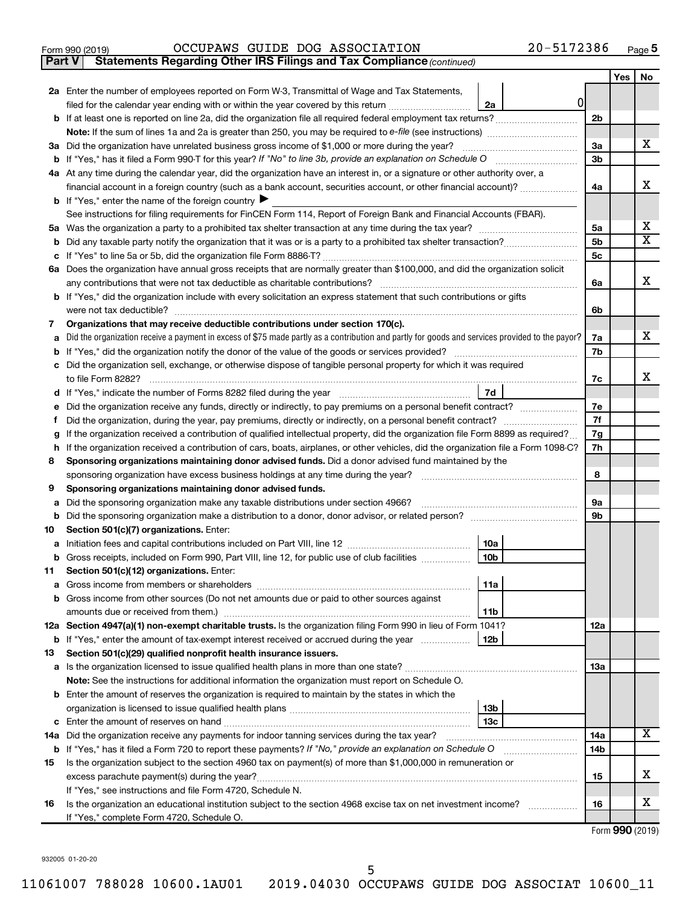Form 990 (2019) OCCUPAWS GUIDE DOG ASSOCIATION 20-5172386 Page 5

## Part V Statements Regarding Other IRS Filings and Tax Compliance *(continued)*

| | | | | Yes | No |
|---|---|---|---|---|---|
| **2a** | Enter the number of employees reported on Form W-3, Transmittal of Wage and Tax Statements, filed for the calendar year ending with or within the year covered by this return | 2a | 0 | | |
| **b** | If at least one is reported on line 2a, did the organization file all required federal employment tax returns? | | 2b | | |
| | **Note:** If the sum of lines 1a and 2a is greater than 250, you may be required to *e-file* (see instructions) | | | | |
| **3a** | Did the organization have unrelated business gross income of $1,000 or more during the year? | | 3a | | X |
| **b** | If "Yes," has it filed a Form 990-T for this year? *If "No" to line 3b, provide an explanation on Schedule O* | | 3b | | |
| **4a** | At any time during the calendar year, did the organization have an interest in, or a signature or other authority over, a financial account in a foreign country (such as a bank account, securities account, or other financial account)? | | 4a | | X |
| **b** | If "Yes," enter the name of the foreign country ▶ | | | | |
| | See instructions for filing requirements for FinCEN Form 114, Report of Foreign Bank and Financial Accounts (FBAR). | | | | |
| **5a** | Was the organization a party to a prohibited tax shelter transaction at any time during the tax year? | | 5a | | X |
| **b** | Did any taxable party notify the organization that it was or is a party to a prohibited tax shelter transaction? | | 5b | | X |
| **c** | If "Yes" to line 5a or 5b, did the organization file Form 8886-T? | | 5c | | |
| **6a** | Does the organization have annual gross receipts that are normally greater than $100,000, and did the organization solicit any contributions that were not tax deductible as charitable contributions? | | 6a | | X |
| **b** | If "Yes," did the organization include with every solicitation an express statement that such contributions or gifts were not tax deductible? | | 6b | | |
| **7** | **Organizations that may receive deductible contributions under section 170(c).** | | | | |
| **a** | Did the organization receive a payment in excess of $75 made partly as a contribution and partly for goods and services provided to the payor? | | 7a | | X |
| **b** | If "Yes," did the organization notify the donor of the value of the goods or services provided? | | 7b | | |
| **c** | Did the organization sell, exchange, or otherwise dispose of tangible personal property for which it was required to file Form 8282? | | 7c | | X |
| **d** | If "Yes," indicate the number of Forms 8282 filed during the year | 7d | | | |
| **e** | Did the organization receive any funds, directly or indirectly, to pay premiums on a personal benefit contract? | | 7e | | |
| **f** | Did the organization, during the year, pay premiums, directly or indirectly, on a personal benefit contract? | | 7f | | |
| **g** | If the organization received a contribution of qualified intellectual property, did the organization file Form 8899 as required? | | 7g | | |
| **h** | If the organization received a contribution of cars, boats, airplanes, or other vehicles, did the organization file a Form 1098-C? | | 7h | | |
| **8** | **Sponsoring organizations maintaining donor advised funds.** Did a donor advised fund maintained by the sponsoring organization have excess business holdings at any time during the year? | | 8 | | |
| **9** | **Sponsoring organizations maintaining donor advised funds.** | | | | |
| **a** | Did the sponsoring organization make any taxable distributions under section 4966? | | 9a | | |
| **b** | Did the sponsoring organization make a distribution to a donor, donor advisor, or related person? | | 9b | | |
| **10** | **Section 501(c)(7) organizations.** Enter: | | | | |
| **a** | Initiation fees and capital contributions included on Part VIII, line 12 | 10a | | | |
| **b** | Gross receipts, included on Form 990, Part VIII, line 12, for public use of club facilities | 10b | | | |
| **11** | **Section 501(c)(12) organizations.** Enter: | | | | |
| **a** | Gross income from members or shareholders | 11a | | | |
| **b** | Gross income from other sources (Do not net amounts due or paid to other sources against amounts due or received from them.) | 11b | | | |
| **12a** | **Section 4947(a)(1) non-exempt charitable trusts.** Is the organization filing Form 990 in lieu of Form 1041? | | 12a | | |
| **b** | If "Yes," enter the amount of tax-exempt interest received or accrued during the year | 12b | | | |
| **13** | **Section 501(c)(29) qualified nonprofit health insurance issuers.** | | | | |
| **a** | Is the organization licensed to issue qualified health plans in more than one state? | | 13a | | |
| | **Note:** See the instructions for additional information the organization must report on Schedule O. | | | | |
| **b** | Enter the amount of reserves the organization is required to maintain by the states in which the organization is licensed to issue qualified health plans | 13b | | | |
| **c** | Enter the amount of reserves on hand | 13c | | | |
| **14a** | Did the organization receive any payments for indoor tanning services during the tax year? | | 14a | | X |
| **b** | If "Yes," has it filed a Form 720 to report these payments? *If "No," provide an explanation on Schedule O* | | 14b | | |
| **15** | Is the organization subject to the section 4960 tax on payment(s) of more than $1,000,000 in remuneration or excess parachute payment(s) during the year? | | 15 | | X |
| | If "Yes," see instructions and file Form 4720, Schedule N. | | | | |
| **16** | Is the organization an educational institution subject to the section 4968 excise tax on net investment income? | | 16 | | X |
| | If "Yes," complete Form 4720, Schedule O. | | | | |

Form **990** (2019)

932005 01-20-20

11061007 788028 10600.1AU01 2019.04030 OCCUPAWS GUIDE DOG ASSOCIAT 10600_11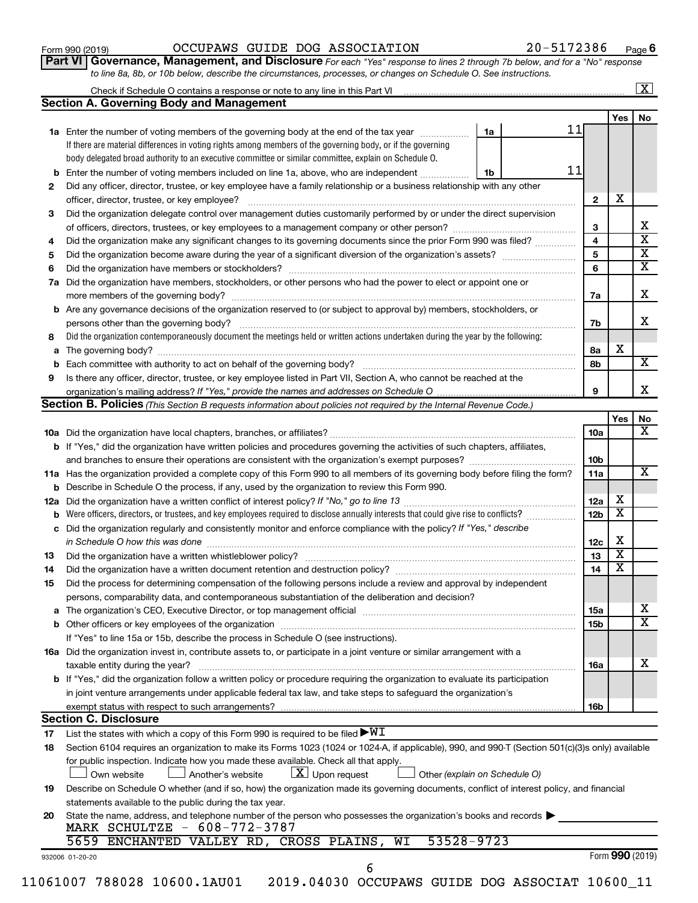Form 990 (2019) OCCUPAWS GUIDE DOG ASSOCIATION 20-5172386 Page 6

**Part VI Governance, Management, and Disclosure** *For each "Yes" response to lines 2 through 7b below, and for a "No" response to line 8a, 8b, or 10b below, describe the circumstances, processes, or changes on Schedule O. See instructions.*

Check if Schedule O contains a response or note to any line in this Part VI ..... [X]

## Section A. Governing Body and Management

| | | | | Yes | No |
|---|---|---|---|---|---|
| **1a** | Enter the number of voting members of the governing body at the end of the tax year ..... **1a** 11<br>If there are material differences in voting rights among members of the governing body, or if the governing body delegated broad authority to an executive committee or similar committee, explain on Schedule O. | | | | |
| **b** | Enter the number of voting members included on line 1a, above, who are independent ..... **1b** 11 | | | | |
| **2** | Did any officer, director, trustee, or key employee have a family relationship or a business relationship with any other officer, director, trustee, or key employee? | **2** | | X | |
| **3** | Did the organization delegate control over management duties customarily performed by or under the direct supervision of officers, directors, trustees, or key employees to a management company or other person? | **3** | | | X |
| **4** | Did the organization make any significant changes to its governing documents since the prior Form 990 was filed? | **4** | | | X |
| **5** | Did the organization become aware during the year of a significant diversion of the organization's assets? | **5** | | | X |
| **6** | Did the organization have members or stockholders? | **6** | | | X |
| **7a** | Did the organization have members, stockholders, or other persons who had the power to elect or appoint one or more members of the governing body? | **7a** | | | X |
| **b** | Are any governance decisions of the organization reserved to (or subject to approval by) members, stockholders, or persons other than the governing body? | **7b** | | | X |
| **8** | Did the organization contemporaneously document the meetings held or written actions undertaken during the year by the following: | | | | |
| **a** | The governing body? | **8a** | | X | |
| **b** | Each committee with authority to act on behalf of the governing body? | **8b** | | | X |
| **9** | Is there any officer, director, trustee, or key employee listed in Part VII, Section A, who cannot be reached at the organization's mailing address? *If "Yes," provide the names and addresses on Schedule O* | **9** | | | X |

## Section B. Policies *(This Section B requests information about policies not required by the Internal Revenue Code.)*

| | | | Yes | No |
|---|---|---|---|---|
| **10a** | Did the organization have local chapters, branches, or affiliates? | **10a** | | X |
| **b** | If "Yes," did the organization have written policies and procedures governing the activities of such chapters, affiliates, and branches to ensure their operations are consistent with the organization's exempt purposes? | **10b** | | |
| **11a** | Has the organization provided a complete copy of this Form 990 to all members of its governing body before filing the form? | **11a** | | X |
| **b** | Describe in Schedule O the process, if any, used by the organization to review this Form 990. | | | |
| **12a** | Did the organization have a written conflict of interest policy? *If "No," go to line 13* | **12a** | X | |
| **b** | Were officers, directors, or trustees, and key employees required to disclose annually interests that could give rise to conflicts? | **12b** | X | |
| **c** | Did the organization regularly and consistently monitor and enforce compliance with the policy? *If "Yes," describe in Schedule O how this was done* | **12c** | X | |
| **13** | Did the organization have a written whistleblower policy? | **13** | X | |
| **14** | Did the organization have a written document retention and destruction policy? | **14** | X | |
| **15** | Did the process for determining compensation of the following persons include a review and approval by independent persons, comparability data, and contemporaneous substantiation of the deliberation and decision? | | | |
| **a** | The organization's CEO, Executive Director, or top management official | **15a** | | X |
| **b** | Other officers or key employees of the organization | **15b** | | X |
| | If "Yes" to line 15a or 15b, describe the process in Schedule O (see instructions). | | | |
| **16a** | Did the organization invest in, contribute assets to, or participate in a joint venture or similar arrangement with a taxable entity during the year? | **16a** | | X |
| **b** | If "Yes," did the organization follow a written policy or procedure requiring the organization to evaluate its participation in joint venture arrangements under applicable federal tax law, and take steps to safeguard the organization's exempt status with respect to such arrangements? | **16b** | | |

## Section C. Disclosure

**17** List the states with which a copy of this Form 990 is required to be filed ▶ WI

**18** Section 6104 requires an organization to make its Forms 1023 (1024 or 1024-A, if applicable), 990, and 990-T (Section 501(c)(3)s only) available for public inspection. Indicate how you made these available. Check all that apply.

[ ] Own website [ ] Another's website [X] Upon request [ ] Other *(explain on Schedule O)*

**19** Describe on Schedule O whether (and if so, how) the organization made its governing documents, conflict of interest policy, and financial statements available to the public during the tax year.

**20** State the name, address, and telephone number of the person who possesses the organization's books and records ▶

MARK SCHULTZE - 608-772-3787
5659 ENCHANTED VALLEY RD, CROSS PLAINS, WI 53528-9723

932006 01-20-20 Form **990** (2019)

11061007 788028 10600.1AU01 2019.04030 OCCUPAWS GUIDE DOG ASSOCIAT 10600_11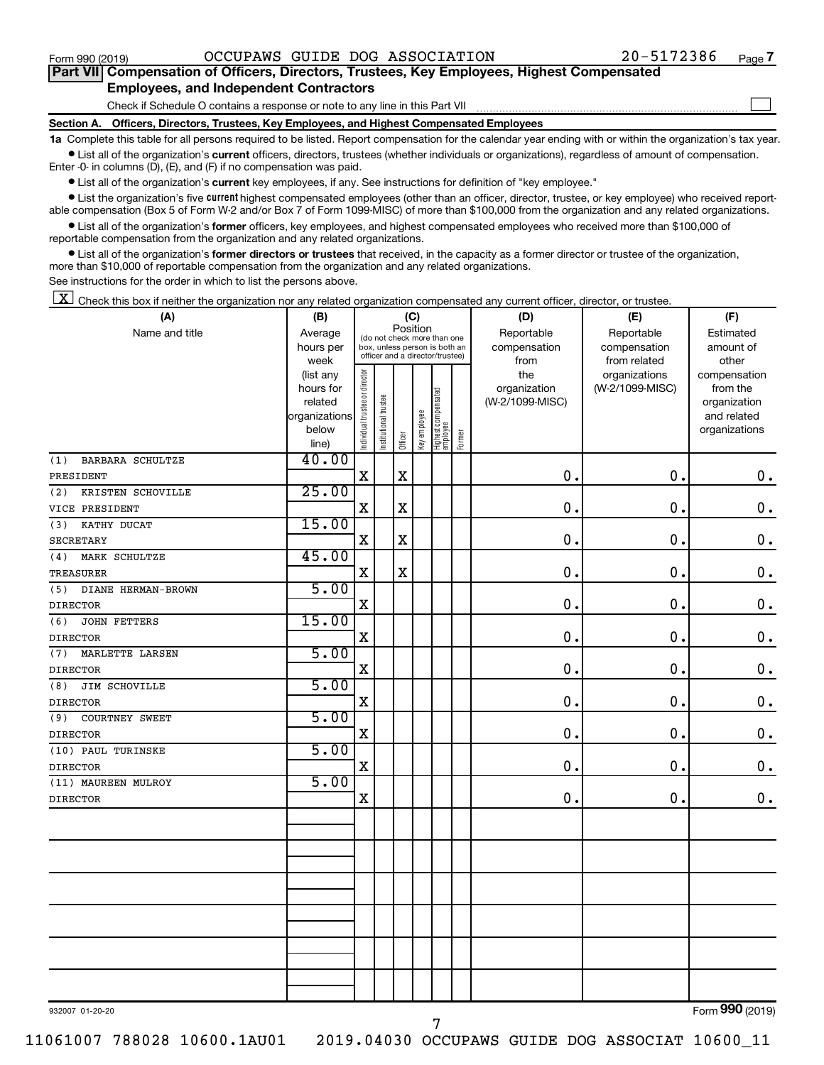Form 990 (2019) OCCUPAWS GUIDE DOG ASSOCIATION 20-5172386 Page 7

## Part VII Compensation of Officers, Directors, Trustees, Key Employees, Highest Compensated Employees, and Independent Contractors

Check if Schedule O contains a response or note to any line in this Part VII ☐

### Section A. Officers, Directors, Trustees, Key Employees, and Highest Compensated Employees

**1a** Complete this table for all persons required to be listed. Report compensation for the calendar year ending with or within the organization's tax year.

- List all of the organization's **current** officers, directors, trustees (whether individuals or organizations), regardless of amount of compensation. Enter -0- in columns (D), (E), and (F) if no compensation was paid.
- List all of the organization's **current** key employees, if any. See instructions for definition of "key employee."
- List the organization's five **current** highest compensated employees (other than an officer, director, trustee, or key employee) who received reportable compensation (Box 5 of Form W-2 and/or Box 7 of Form 1099-MISC) of more than $100,000 from the organization and any related organizations.
- List all of the organization's **former** officers, key employees, and highest compensated employees who received more than $100,000 of reportable compensation from the organization and any related organizations.
- List all of the organization's **former directors or trustees** that received, in the capacity as a former director or trustee of the organization, more than $10,000 of reportable compensation from the organization and any related organizations.

See instructions for the order in which to list the persons above.

☒ Check this box if neither the organization nor any related organization compensated any current officer, director, or trustee.

| (A) Name and title | (B) Average hours per week (list any hours for related organizations below line) | (C) Position: Individual trustee or director | Institutional trustee | Officer | Key employee | Highest compensated employee | Former | (D) Reportable compensation from the organization (W-2/1099-MISC) | (E) Reportable compensation from related organizations (W-2/1099-MISC) | (F) Estimated amount of other compensation from the organization and related organizations |
|---|---|---|---|---|---|---|---|---|---|---|
| (1) BARBARA SCHULTZE<br>PRESIDENT | 40.00 | X | | X | | | | 0. | 0. | 0. |
| (2) KRISTEN SCHOVILLE<br>VICE PRESIDENT | 25.00 | X | | X | | | | 0. | 0. | 0. |
| (3) KATHY DUCAT<br>SECRETARY | 15.00 | X | | X | | | | 0. | 0. | 0. |
| (4) MARK SCHULTZE<br>TREASURER | 45.00 | X | | X | | | | 0. | 0. | 0. |
| (5) DIANE HERMAN-BROWN<br>DIRECTOR | 5.00 | X | | | | | | 0. | 0. | 0. |
| (6) JOHN FETTERS<br>DIRECTOR | 15.00 | X | | | | | | 0. | 0. | 0. |
| (7) MARLETTE LARSEN<br>DIRECTOR | 5.00 | X | | | | | | 0. | 0. | 0. |
| (8) JIM SCHOVILLE<br>DIRECTOR | 5.00 | X | | | | | | 0. | 0. | 0. |
| (9) COURTNEY SWEET<br>DIRECTOR | 5.00 | X | | | | | | 0. | 0. | 0. |
| (10) PAUL TURINSKE<br>DIRECTOR | 5.00 | X | | | | | | 0. | 0. | 0. |
| (11) MAUREEN MULROY<br>DIRECTOR | 5.00 | X | | | | | | 0. | 0. | 0. |

932007 01-20-20 Form 990 (2019)

11061007 788028 10600.1AU01 2019.04030 OCCUPAWS GUIDE DOG ASSOCIAT 10600_11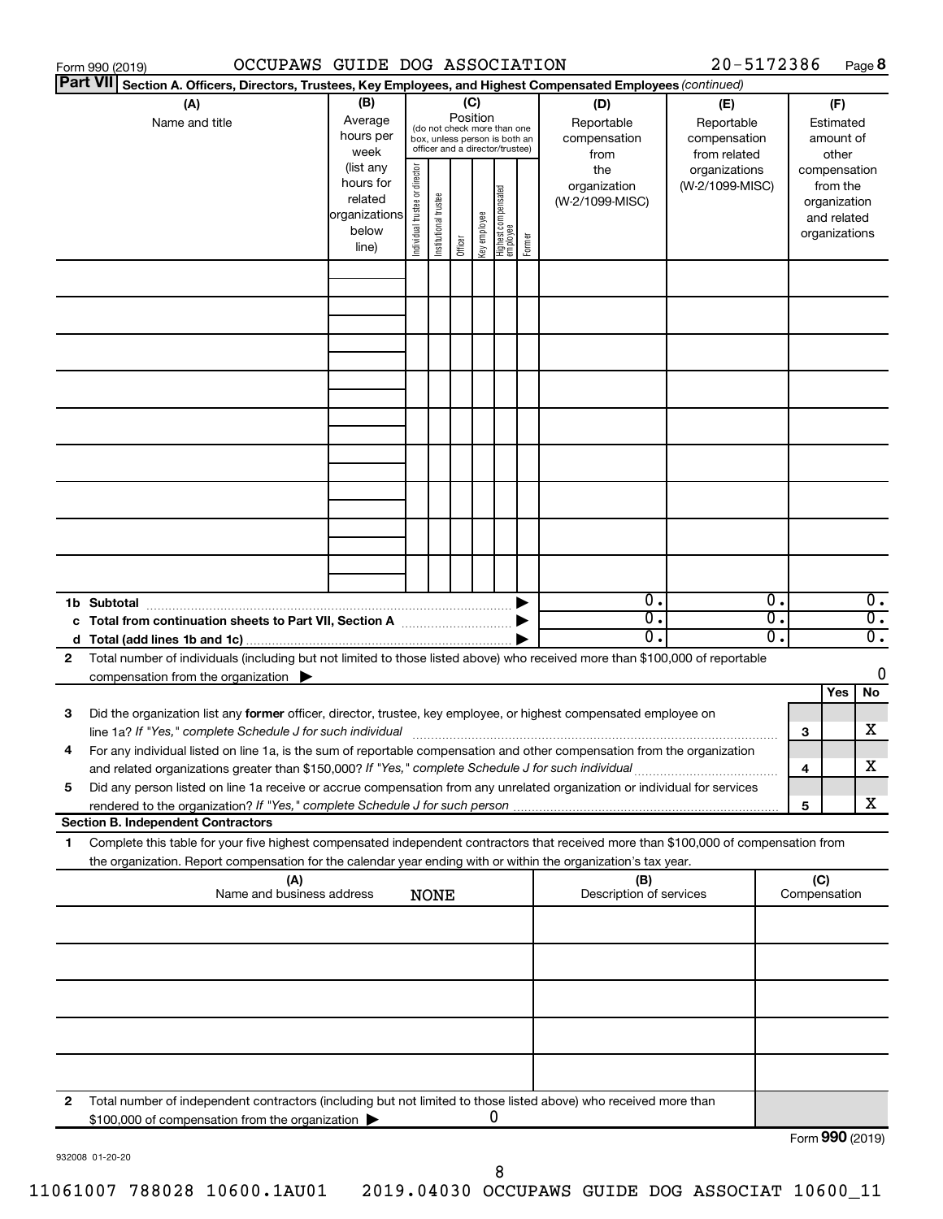Form 990 (2019) OCCUPAWS GUIDE DOG ASSOCIATION 20-5172386 Page 8

**Part VII Section A. Officers, Directors, Trustees, Key Employees, and Highest Compensated Employees** *(continued)*

| (A) Name and title | (B) Average hours per week (list any hours for related organizations below line) | (C) Position (do not check more than one box, unless person is both an officer and a director/trustee): Individual trustee or director | Institutional trustee | Officer | Key employee | Highest compensated employee | Former | (D) Reportable compensation from the organization (W-2/1099-MISC) | (E) Reportable compensation from related organizations (W-2/1099-MISC) | (F) Estimated amount of other compensation from the organization and related organizations |
|---|---|---|---|---|---|---|---|---|---|---|
| | | | | | | | | | | |
| | | | | | | | | | | |
| | | | | | | | | | | |
| | | | | | | | | | | |
| | | | | | | | | | | |
| | | | | | | | | | | |
| | | | | | | | | | | |
| | | | | | | | | | | |
| | | | | | | | | | | |
| **1b Subtotal** | | | | | | | ▶ | 0. | 0. | 0. |
| **c Total from continuation sheets to Part VII, Section A** | | | | | | | ▶ | 0. | 0. | 0. |
| **d Total (add lines 1b and 1c)** | | | | | | | ▶ | 0. | 0. | 0. |

**2** Total number of individuals (including but not limited to those listed above) who received more than $100,000 of reportable compensation from the organization ▶ 0

| | | | Yes | No |
|---|---|---|---|---|
| **3** | Did the organization list any **former** officer, director, trustee, key employee, or highest compensated employee on line 1a? *If "Yes," complete Schedule J for such individual* | 3 | | X |
| **4** | For any individual listed on line 1a, is the sum of reportable compensation and other compensation from the organization and related organizations greater than $150,000? *If "Yes," complete Schedule J for such individual* | 4 | | X |
| **5** | Did any person listed on line 1a receive or accrue compensation from any unrelated organization or individual for services rendered to the organization? *If "Yes," complete Schedule J for such person* | 5 | | X |

**Section B. Independent Contractors**

**1** Complete this table for your five highest compensated independent contractors that received more than $100,000 of compensation from the organization. Report compensation for the calendar year ending with or within the organization's tax year.

| (A) Name and business address NONE | (B) Description of services | (C) Compensation |
|---|---|---|
| | | |
| | | |
| | | |
| | | |
| | | |

**2** Total number of independent contractors (including but not limited to those listed above) who received more than $100,000 of compensation from the organization ▶ 0

Form **990** (2019)

932008 01-20-20

11061007 788028 10600.1AU01 2019.04030 OCCUPAWS GUIDE DOG ASSOCIAT 10600_11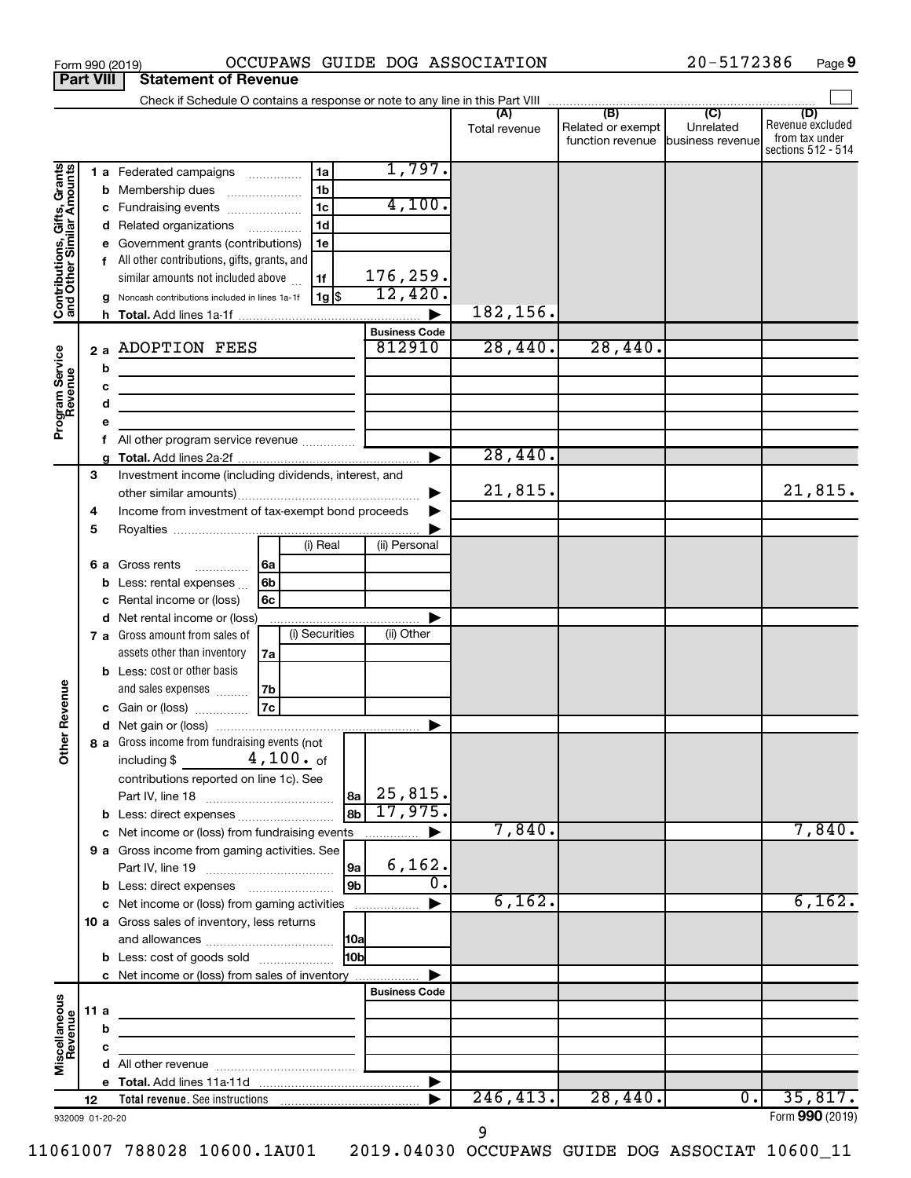Form 990 (2019) OCCUPAWS GUIDE DOG ASSOCIATION 20-5172386 Page 9

## Part VIII Statement of Revenue

Check if Schedule O contains a response or note to any line in this Part VIII

| | | | | | (A) Total revenue | (B) Related or exempt function revenue | (C) Unrelated business revenue | (D) Revenue excluded from tax under sections 512 - 514 |
|---|---|---|---|---|---|---|---|---|
| Contributions, Gifts, Grants and Other Similar Amounts | 1 a | Federated campaigns | 1a | 1,797. | | | | |
| | b | Membership dues | 1b | | | | | |
| | c | Fundraising events | 1c | 4,100. | | | | |
| | d | Related organizations | 1d | | | | | |
| | e | Government grants (contributions) | 1e | | | | | |
| | f | All other contributions, gifts, grants, and similar amounts not included above | 1f | 176,259. | | | | |
| | g | Noncash contributions included in lines 1a-1f | 1g $ | 12,420. | | | | |
| | h | **Total.** Add lines 1a-1f | | | 182,156. | | | |
| Program Service Revenue | | | | Business Code | | | | |
| | 2 a | ADOPTION FEES | | 812910 | 28,440. | 28,440. | | |
| | b | | | | | | | |
| | c | | | | | | | |
| | d | | | | | | | |
| | e | | | | | | | |
| | f | All other program service revenue | | | | | | |
| | g | **Total.** Add lines 2a-2f | | | 28,440. | | | |
| Other Revenue | 3 | Investment income (including dividends, interest, and other similar amounts) | | | 21,815. | | | 21,815. |
| | 4 | Income from investment of tax-exempt bond proceeds | | | | | | |
| | 5 | Royalties | | | | | | |
| | | | (i) Real | (ii) Personal | | | | |
| | 6 a | Gross rents 6a | | | | | | |
| | b | Less: rental expenses 6b | | | | | | |
| | c | Rental income or (loss) 6c | | | | | | |
| | d | Net rental income or (loss) | | | | | | |
| | | | (i) Securities | (ii) Other | | | | |
| | 7 a | Gross amount from sales of assets other than inventory 7a | | | | | | |
| | b | Less: cost or other basis and sales expenses 7b | | | | | | |
| | c | Gain or (loss) 7c | | | | | | |
| | d | Net gain or (loss) | | | | | | |
| | 8 a | Gross income from fundraising events (not including $ 4,100. of contributions reported on line 1c). See Part IV, line 18 | 8a | 25,815. | | | | |
| | b | Less: direct expenses | 8b | 17,975. | | | | |
| | c | Net income or (loss) from fundraising events | | | 7,840. | | | 7,840. |
| | 9 a | Gross income from gaming activities. See Part IV, line 19 | 9a | 6,162. | | | | |
| | b | Less: direct expenses | 9b | 0. | | | | |
| | c | Net income or (loss) from gaming activities | | | 6,162. | | | 6,162. |
| | 10 a | Gross sales of inventory, less returns and allowances | 10a | | | | | |
| | b | Less: cost of goods sold | 10b | | | | | |
| | c | Net income or (loss) from sales of inventory | | | | | | |
| Miscellaneous Revenue | | | | Business Code | | | | |
| | 11 a | | | | | | | |
| | b | | | | | | | |
| | c | | | | | | | |
| | d | All other revenue | | | | | | |
| | e | **Total.** Add lines 11a-11d | | | | | | |
| | 12 | **Total revenue.** See instructions | | | 246,413. | 28,440. | 0. | 35,817. |

932009 01-20-20 Form **990** (2019)

11061007 788028 10600.1AU01 2019.04030 OCCUPAWS GUIDE DOG ASSOCIAT 10600_11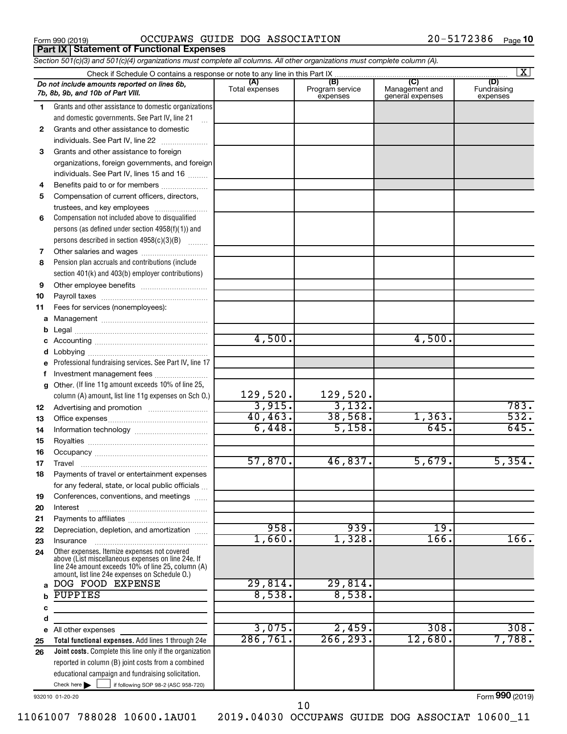Form 990 (2019) OCCUPAWS GUIDE DOG ASSOCIATION 20-5172386 Page 10

**Part IX Statement of Functional Expenses**

*Section 501(c)(3) and 501(c)(4) organizations must complete all columns. All other organizations must complete column (A).*

Check if Schedule O contains a response or note to any line in this Part IX ............ [X]

| | *Do not include amounts reported on lines 6b, 7b, 8b, 9b, and 10b of Part VIII.* | (A) Total expenses | (B) Program service expenses | (C) Management and general expenses | (D) Fundraising expenses |
|---|---|---|---|---|---|
| 1 | Grants and other assistance to domestic organizations and domestic governments. See Part IV, line 21 | | | | |
| 2 | Grants and other assistance to domestic individuals. See Part IV, line 22 | | | | |
| 3 | Grants and other assistance to foreign organizations, foreign governments, and foreign individuals. See Part IV, lines 15 and 16 | | | | |
| 4 | Benefits paid to or for members | | | | |
| 5 | Compensation of current officers, directors, trustees, and key employees | | | | |
| 6 | Compensation not included above to disqualified persons (as defined under section 4958(f)(1)) and persons described in section 4958(c)(3)(B) | | | | |
| 7 | Other salaries and wages | | | | |
| 8 | Pension plan accruals and contributions (include section 401(k) and 403(b) employer contributions) | | | | |
| 9 | Other employee benefits | | | | |
| 10 | Payroll taxes | | | | |
| 11 | Fees for services (nonemployees): | | | | |
| a | Management | | | | |
| b | Legal | | | | |
| c | Accounting | 4,500. | | 4,500. | |
| d | Lobbying | | | | |
| e | Professional fundraising services. See Part IV, line 17 | | | | |
| f | Investment management fees | | | | |
| g | Other. (If line 11g amount exceeds 10% of line 25, column (A) amount, list line 11g expenses on Sch O.) | 129,520. | 129,520. | | |
| 12 | Advertising and promotion | 3,915. | 3,132. | | 783. |
| 13 | Office expenses | 40,463. | 38,568. | 1,363. | 532. |
| 14 | Information technology | 6,448. | 5,158. | 645. | 645. |
| 15 | Royalties | | | | |
| 16 | Occupancy | | | | |
| 17 | Travel | 57,870. | 46,837. | 5,679. | 5,354. |
| 18 | Payments of travel or entertainment expenses for any federal, state, or local public officials | | | | |
| 19 | Conferences, conventions, and meetings | | | | |
| 20 | Interest | | | | |
| 21 | Payments to affiliates | | | | |
| 22 | Depreciation, depletion, and amortization | 958. | 939. | 19. | |
| 23 | Insurance | 1,660. | 1,328. | 166. | 166. |
| 24 | Other expenses. Itemize expenses not covered above (List miscellaneous expenses on line 24e. If line 24e amount exceeds 10% of line 25, column (A) amount, list line 24e expenses on Schedule O.) | | | | |
| a | DOG FOOD EXPENSE | 29,814. | 29,814. | | |
| b | PUPPIES | 8,538. | 8,538. | | |
| c | | | | | |
| d | | | | | |
| e | All other expenses | 3,075. | 2,459. | 308. | 308. |
| 25 | **Total functional expenses.** Add lines 1 through 24e | 286,761. | 266,293. | 12,680. | 7,788. |
| 26 | **Joint costs.** Complete this line only if the organization reported in column (B) joint costs from a combined educational campaign and fundraising solicitation. Check here [ ] if following SOP 98-2 (ASC 958-720) | | | | |

932010 01-20-20

Form **990** (2019)

11061007 788028 10600.1AU01 2019.04030 OCCUPAWS GUIDE DOG ASSOCIAT 10600_11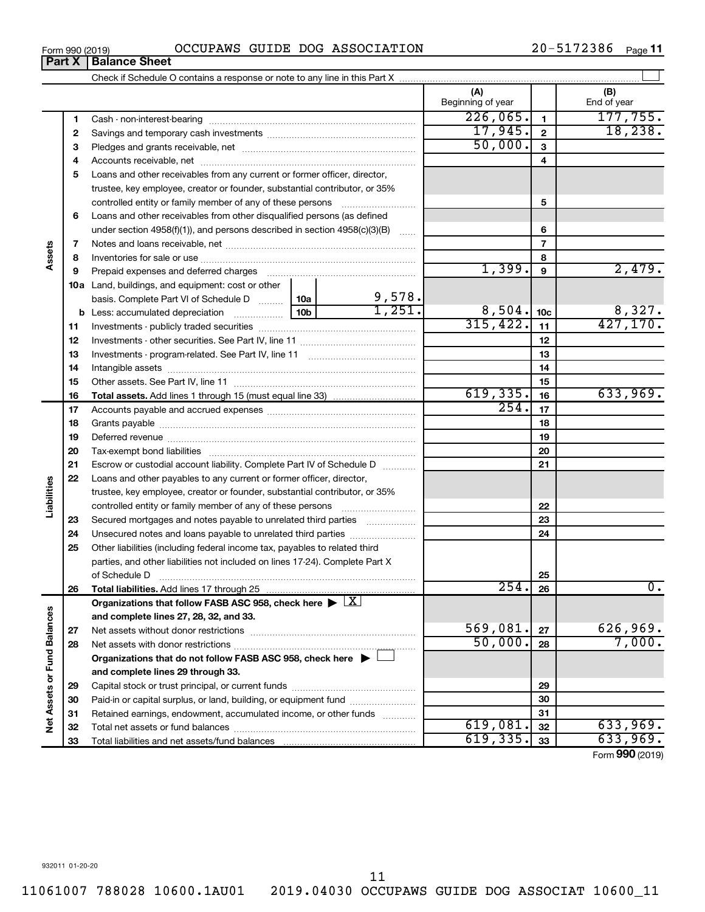Form 990 (2019) OCCUPAWS GUIDE DOG ASSOCIATION 20-5172386

## Part X Balance Sheet

Check if Schedule O contains a response or note to any line in this Part X

| | | | | (A) Beginning of year | | (B) End of year |
|---|---|---|---|---|---|---|
| Assets | 1 | Cash - non-interest-bearing | | 226,065. | 1 | 177,755. |
| | 2 | Savings and temporary cash investments | | 17,945. | 2 | 18,238. |
| | 3 | Pledges and grants receivable, net | | 50,000. | 3 | |
| | 4 | Accounts receivable, net | | | 4 | |
| | 5 | Loans and other receivables from any current or former officer, director, trustee, key employee, creator or founder, substantial contributor, or 35% controlled entity or family member of any of these persons | | | 5 | |
| | 6 | Loans and other receivables from other disqualified persons (as defined under section 4958(f)(1)), and persons described in section 4958(c)(3)(B) | | | 6 | |
| | 7 | Notes and loans receivable, net | | | 7 | |
| | 8 | Inventories for sale or use | | | 8 | |
| | 9 | Prepaid expenses and deferred charges | | 1,399. | 9 | 2,479. |
| | 10a | Land, buildings, and equipment: cost or other basis. Complete Part VI of Schedule D | 10a 9,578. | | | |
| | b | Less: accumulated depreciation | 10b 1,251. | 8,504. | 10c | 8,327. |
| | 11 | Investments - publicly traded securities | | 315,422. | 11 | 427,170. |
| | 12 | Investments - other securities. See Part IV, line 11 | | | 12 | |
| | 13 | Investments - program-related. See Part IV, line 11 | | | 13 | |
| | 14 | Intangible assets | | | 14 | |
| | 15 | Other assets. See Part IV, line 11 | | | 15 | |
| | 16 | **Total assets.** Add lines 1 through 15 (must equal line 33) | | 619,335. | 16 | 633,969. |
| Liabilities | 17 | Accounts payable and accrued expenses | | 254. | 17 | |
| | 18 | Grants payable | | | 18 | |
| | 19 | Deferred revenue | | | 19 | |
| | 20 | Tax-exempt bond liabilities | | | 20 | |
| | 21 | Escrow or custodial account liability. Complete Part IV of Schedule D | | | 21 | |
| | 22 | Loans and other payables to any current or former officer, director, trustee, key employee, creator or founder, substantial contributor, or 35% controlled entity or family member of any of these persons | | | 22 | |
| | 23 | Secured mortgages and notes payable to unrelated third parties | | | 23 | |
| | 24 | Unsecured notes and loans payable to unrelated third parties | | | 24 | |
| | 25 | Other liabilities (including federal income tax, payables to related third parties, and other liabilities not included on lines 17-24). Complete Part X of Schedule D | | | 25 | |
| | 26 | **Total liabilities.** Add lines 17 through 25 | | 254. | 26 | 0. |
| Net Assets or Fund Balances | | **Organizations that follow FASB ASC 958, check here** ▶ X **and complete lines 27, 28, 32, and 33.** | | | | |
| | 27 | Net assets without donor restrictions | | 569,081. | 27 | 626,969. |
| | 28 | Net assets with donor restrictions | | 50,000. | 28 | 7,000. |
| | | **Organizations that do not follow FASB ASC 958, check here** ▶ ☐ **and complete lines 29 through 33.** | | | | |
| | 29 | Capital stock or trust principal, or current funds | | | 29 | |
| | 30 | Paid-in or capital surplus, or land, building, or equipment fund | | | 30 | |
| | 31 | Retained earnings, endowment, accumulated income, or other funds | | | 31 | |
| | 32 | Total net assets or fund balances | | 619,081. | 32 | 633,969. |
| | 33 | Total liabilities and net assets/fund balances | | 619,335. | 33 | 633,969. |

Form **990** (2019)

932011 01-20-20

11061007 788028 10600.1AU01 2019.04030 OCCUPAWS GUIDE DOG ASSOCIAT 10600_11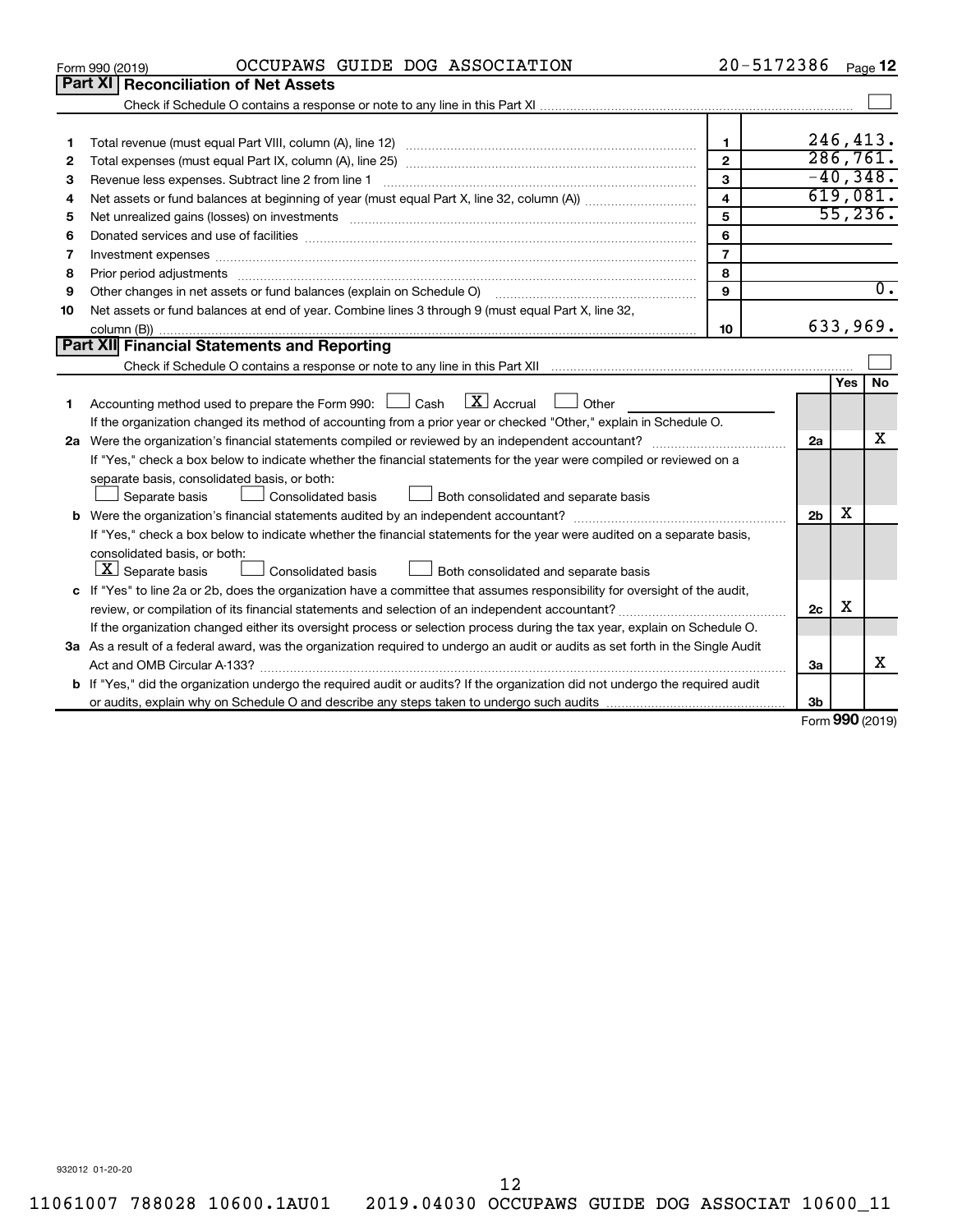Form 990 (2019) OCCUPAWS GUIDE DOG ASSOCIATION 20-5172386 Page 12

## Part XI Reconciliation of Net Assets

Check if Schedule O contains a response or note to any line in this Part XI ☐

| | | | |
|---|---|---|---|
| 1 | Total revenue (must equal Part VIII, column (A), line 12) | 1 | 246,413. |
| 2 | Total expenses (must equal Part IX, column (A), line 25) | 2 | 286,761. |
| 3 | Revenue less expenses. Subtract line 2 from line 1 | 3 | -40,348. |
| 4 | Net assets or fund balances at beginning of year (must equal Part X, line 32, column (A)) | 4 | 619,081. |
| 5 | Net unrealized gains (losses) on investments | 5 | 55,236. |
| 6 | Donated services and use of facilities | 6 | |
| 7 | Investment expenses | 7 | |
| 8 | Prior period adjustments | 8 | |
| 9 | Other changes in net assets or fund balances (explain on Schedule O) | 9 | 0. |
| 10 | Net assets or fund balances at end of year. Combine lines 3 through 9 (must equal Part X, line 32, column (B)) | 10 | 633,969. |

## Part XII Financial Statements and Reporting

Check if Schedule O contains a response or note to any line in this Part XII ☐

| | | | Yes | No |
|---|---|---|---|---|
| 1 | Accounting method used to prepare the Form 990: ☐ Cash ☒ Accrual ☐ Other<br>If the organization changed its method of accounting from a prior year or checked "Other," explain in Schedule O. | | | |
| 2a | Were the organization's financial statements compiled or reviewed by an independent accountant?<br>If "Yes," check a box below to indicate whether the financial statements for the year were compiled or reviewed on a separate basis, consolidated basis, or both:<br>☐ Separate basis ☐ Consolidated basis ☐ Both consolidated and separate basis | 2a | | X |
| b | Were the organization's financial statements audited by an independent accountant?<br>If "Yes," check a box below to indicate whether the financial statements for the year were audited on a separate basis, consolidated basis, or both:<br>☒ Separate basis ☐ Consolidated basis ☐ Both consolidated and separate basis | 2b | X | |
| c | If "Yes" to line 2a or 2b, does the organization have a committee that assumes responsibility for oversight of the audit, review, or compilation of its financial statements and selection of an independent accountant?<br>If the organization changed either its oversight process or selection process during the tax year, explain on Schedule O. | 2c | X | |
| 3a | As a result of a federal award, was the organization required to undergo an audit or audits as set forth in the Single Audit Act and OMB Circular A-133? | 3a | | X |
| b | If "Yes," did the organization undergo the required audit or audits? If the organization did not undergo the required audit or audits, explain why on Schedule O and describe any steps taken to undergo such audits | 3b | | |

Form **990** (2019)

932012 01-20-20

11061007 788028 10600.1AU01 2019.04030 OCCUPAWS GUIDE DOG ASSOCIAT 10600_11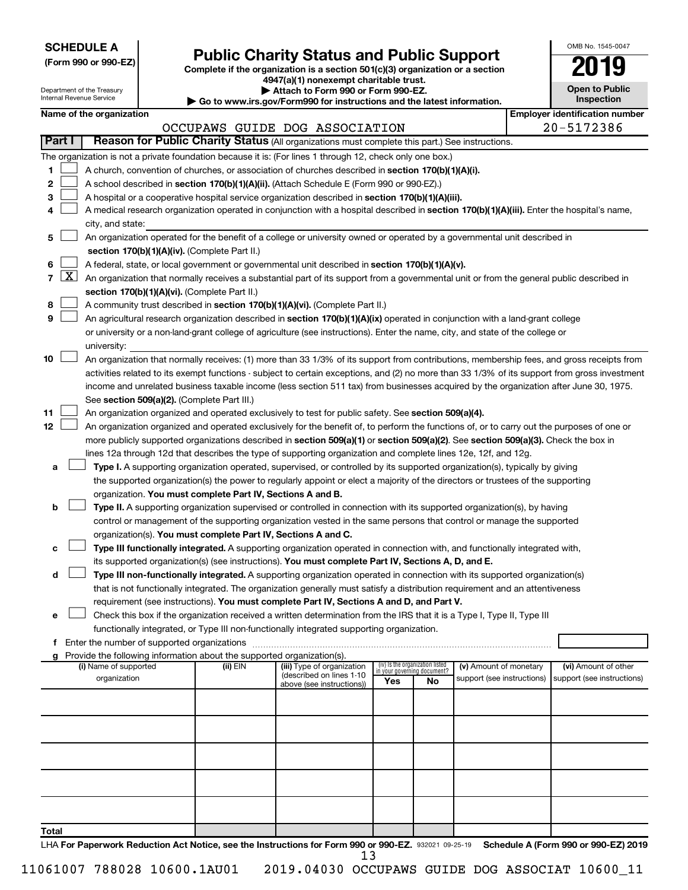**SCHEDULE A**
**(Form 990 or 990-EZ)**

Department of the Treasury
Internal Revenue Service

# Public Charity Status and Public Support

**Complete if the organization is a section 501(c)(3) organization or a section 4947(a)(1) nonexempt charitable trust.**
**▶ Attach to Form 990 or Form 990-EZ.**
**▶ Go to www.irs.gov/Form990 for instructions and the latest information.**

OMB No. 1545-0047

**2019**

**Open to Public Inspection**

**Name of the organization:** OCCUPAWS GUIDE DOG ASSOCIATION
**Employer identification number:** 20-5172386

## Part I — Reason for Public Charity Status (All organizations must complete this part.) See instructions.

The organization is not a private foundation because it is: (For lines 1 through 12, check only one box.)

1. [ ] A church, convention of churches, or association of churches described in **section 170(b)(1)(A)(i).**
2. [ ] A school described in **section 170(b)(1)(A)(ii).** (Attach Schedule E (Form 990 or 990-EZ).)
3. [ ] A hospital or a cooperative hospital service organization described in **section 170(b)(1)(A)(iii).**
4. [ ] A medical research organization operated in conjunction with a hospital described in **section 170(b)(1)(A)(iii).** Enter the hospital's name, city, and state:
5. [ ] An organization operated for the benefit of a college or university owned or operated by a governmental unit described in **section 170(b)(1)(A)(iv).** (Complete Part II.)
6. [ ] A federal, state, or local government or governmental unit described in **section 170(b)(1)(A)(v).**
7. [X] An organization that normally receives a substantial part of its support from a governmental unit or from the general public described in **section 170(b)(1)(A)(vi).** (Complete Part II.)
8. [ ] A community trust described in **section 170(b)(1)(A)(vi).** (Complete Part II.)
9. [ ] An agricultural research organization described in **section 170(b)(1)(A)(ix)** operated in conjunction with a land-grant college or university or a non-land-grant college of agriculture (see instructions). Enter the name, city, and state of the college or university:
10. [ ] An organization that normally receives: (1) more than 33 1/3% of its support from contributions, membership fees, and gross receipts from activities related to its exempt functions - subject to certain exceptions, and (2) no more than 33 1/3% of its support from gross investment income and unrelated business taxable income (less section 511 tax) from businesses acquired by the organization after June 30, 1975. See **section 509(a)(2).** (Complete Part III.)
11. [ ] An organization organized and operated exclusively to test for public safety. See **section 509(a)(4).**
12. [ ] An organization organized and operated exclusively for the benefit of, to perform the functions of, or to carry out the purposes of one or more publicly supported organizations described in **section 509(a)(1)** or **section 509(a)(2).** See **section 509(a)(3).** Check the box in lines 12a through 12d that describes the type of supporting organization and complete lines 12e, 12f, and 12g.
   - **a** [ ] **Type I.** A supporting organization operated, supervised, or controlled by its supported organization(s), typically by giving the supported organization(s) the power to regularly appoint or elect a majority of the directors or trustees of the supporting organization. **You must complete Part IV, Sections A and B.**
   - **b** [ ] **Type II.** A supporting organization supervised or controlled in connection with its supported organization(s), by having control or management of the supporting organization vested in the same persons that control or manage the supported organization(s). **You must complete Part IV, Sections A and C.**
   - **c** [ ] **Type III functionally integrated.** A supporting organization operated in connection with, and functionally integrated with, its supported organization(s) (see instructions). **You must complete Part IV, Sections A, D, and E.**
   - **d** [ ] **Type III non-functionally integrated.** A supporting organization operated in connection with its supported organization(s) that is not functionally integrated. The organization generally must satisfy a distribution requirement and an attentiveness requirement (see instructions). **You must complete Part IV, Sections A and D, and Part V.**
   - **e** [ ] Check this box if the organization received a written determination from the IRS that it is a Type I, Type II, Type III functionally integrated, or Type III non-functionally integrated supporting organization.
   - **f** Enter the number of supported organizations
   - **g** Provide the following information about the supported organization(s).

| (i) Name of supported organization | (ii) EIN | (iii) Type of organization (described on lines 1-10 above (see instructions)) | (iv) Is the organization listed in your governing document? Yes | No | (v) Amount of monetary support (see instructions) | (vi) Amount of other support (see instructions) |
|---|---|---|---|---|---|---|
| | | | | | | |
| | | | | | | |
| | | | | | | |
| | | | | | | |
| | | | | | | |
| **Total** | | | | | | |

LHA **For Paperwork Reduction Act Notice, see the Instructions for Form 990 or 990-EZ.** 932021 09-25-19 **Schedule A (Form 990 or 990-EZ) 2019**

11061007 788028 10600.1AU01 2019.04030 OCCUPAWS GUIDE DOG ASSOCIAT 10600_11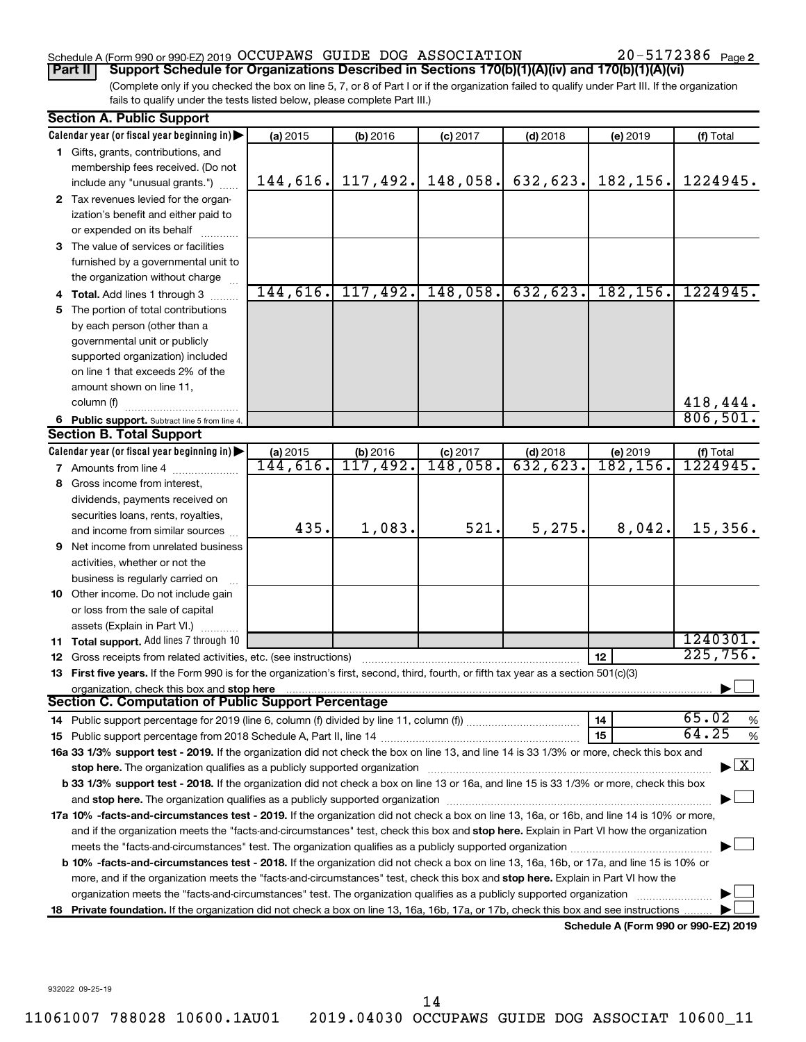Schedule A (Form 990 or 990-EZ) 2019 OCCUPAWS GUIDE DOG ASSOCIATION 20-5172386 Page 2

**Part II | Support Schedule for Organizations Described in Sections 170(b)(1)(A)(iv) and 170(b)(1)(A)(vi)**

(Complete only if you checked the box on line 5, 7, or 8 of Part I or if the organization failed to qualify under Part III. If the organization fails to qualify under the tests listed below, please complete Part III.)

**Section A. Public Support**

| Calendar year (or fiscal year beginning in) ▶ | (a) 2015 | (b) 2016 | (c) 2017 | (d) 2018 | (e) 2019 | (f) Total |
|---|---|---|---|---|---|---|
| 1 Gifts, grants, contributions, and membership fees received. (Do not include any "unusual grants.") | 144,616. | 117,492. | 148,058. | 632,623. | 182,156. | 1224945. |
| 2 Tax revenues levied for the organization's benefit and either paid to or expended on its behalf | | | | | | |
| 3 The value of services or facilities furnished by a governmental unit to the organization without charge | | | | | | |
| 4 Total. Add lines 1 through 3 | 144,616. | 117,492. | 148,058. | 632,623. | 182,156. | 1224945. |
| 5 The portion of total contributions by each person (other than a governmental unit or publicly supported organization) included on line 1 that exceeds 2% of the amount shown on line 11, column (f) | | | | | | 418,444. |
| 6 Public support. Subtract line 5 from line 4. | | | | | | 806,501. |

**Section B. Total Support**

| Calendar year (or fiscal year beginning in) ▶ | (a) 2015 | (b) 2016 | (c) 2017 | (d) 2018 | (e) 2019 | (f) Total |
|---|---|---|---|---|---|---|
| 7 Amounts from line 4 | 144,616. | 117,492. | 148,058. | 632,623. | 182,156. | 1224945. |
| 8 Gross income from interest, dividends, payments received on securities loans, rents, royalties, and income from similar sources | 435. | 1,083. | 521. | 5,275. | 8,042. | 15,356. |
| 9 Net income from unrelated business activities, whether or not the business is regularly carried on | | | | | | |
| 10 Other income. Do not include gain or loss from the sale of capital assets (Explain in Part VI.) | | | | | | |
| 11 Total support. Add lines 7 through 10 | | | | | | 1240301. |
| 12 Gross receipts from related activities, etc. (see instructions) | | | | | 12 | 225,756. |

**13 First five years.** If the Form 990 is for the organization's first, second, third, fourth, or fifth tax year as a section 501(c)(3) organization, check this box and **stop here** ☐

**Section C. Computation of Public Support Percentage**

| | | |
|---|---|---|
| 14 Public support percentage for 2019 (line 6, column (f) divided by line 11, column (f)) | 14 | 65.02 % |
| 15 Public support percentage from 2018 Schedule A, Part II, line 14 | 15 | 64.25 % |

**16a 33 1/3% support test - 2019.** If the organization did not check the box on line 13, and line 14 is 33 1/3% or more, check this box and **stop here.** The organization qualifies as a publicly supported organization ☒

**b 33 1/3% support test - 2018.** If the organization did not check a box on line 13 or 16a, and line 15 is 33 1/3% or more, check this box and **stop here.** The organization qualifies as a publicly supported organization ☐

**17a 10% -facts-and-circumstances test - 2019.** If the organization did not check a box on line 13, 16a, or 16b, and line 14 is 10% or more, and if the organization meets the "facts-and-circumstances" test, check this box and **stop here.** Explain in Part VI how the organization meets the "facts-and-circumstances" test. The organization qualifies as a publicly supported organization ☐

**b 10% -facts-and-circumstances test - 2018.** If the organization did not check a box on line 13, 16a, 16b, or 17a, and line 15 is 10% or more, and if the organization meets the "facts-and-circumstances" test, check this box and **stop here.** Explain in Part VI how the organization meets the "facts-and-circumstances" test. The organization qualifies as a publicly supported organization ☐

**18 Private foundation.** If the organization did not check a box on line 13, 16a, 16b, 17a, or 17b, check this box and see instructions ☐

**Schedule A (Form 990 or 990-EZ) 2019**

932022 09-25-19

11061007 788028 10600.1AU01 2019.04030 OCCUPAWS GUIDE DOG ASSOCIAT 10600_11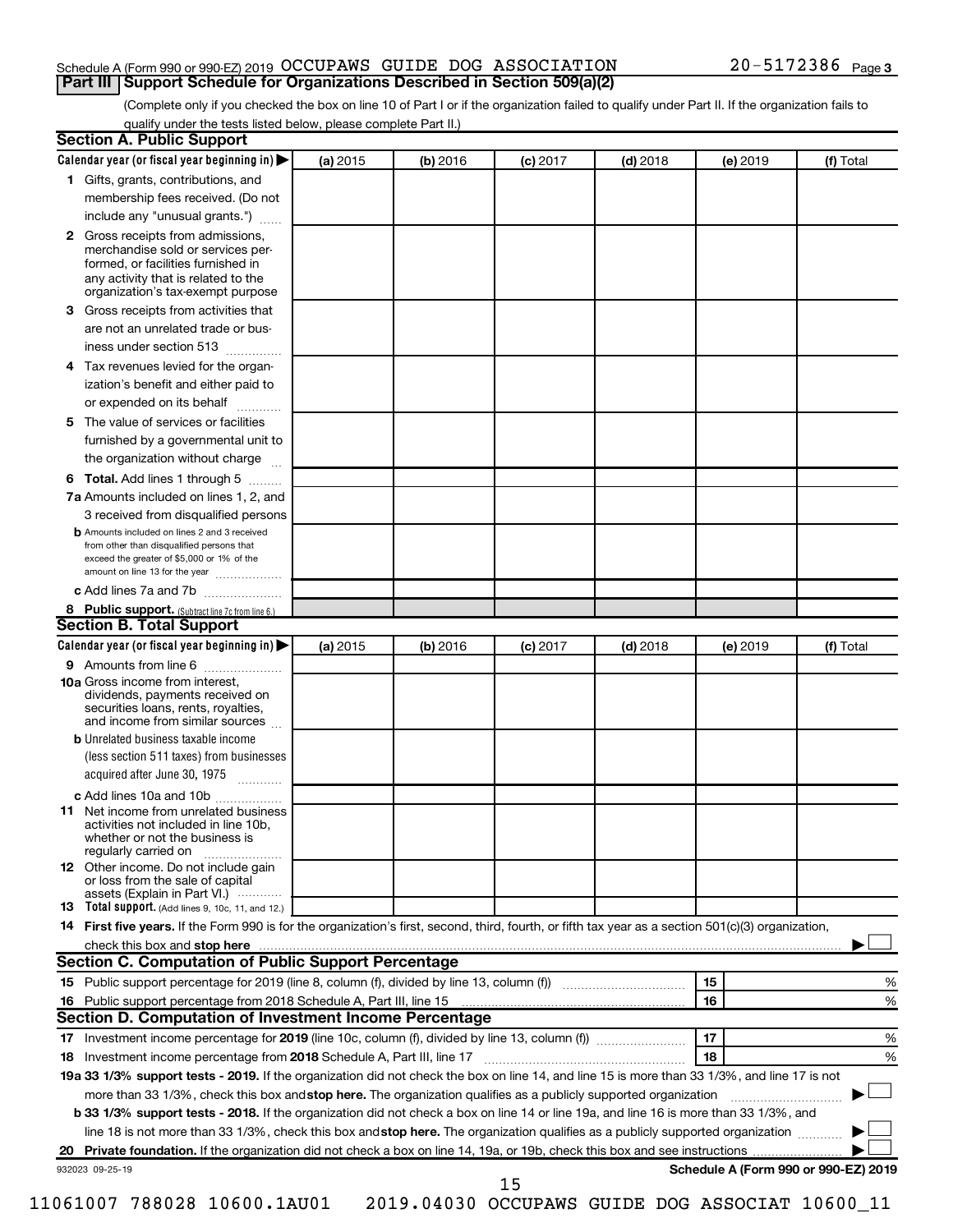Schedule A (Form 990 or 990-EZ) 2019 OCCUPAWS GUIDE DOG ASSOCIATION 20-5172386 Page 3

**Part III Support Schedule for Organizations Described in Section 509(a)(2)**

(Complete only if you checked the box on line 10 of Part I or if the organization failed to qualify under Part II. If the organization fails to qualify under the tests listed below, please complete Part II.)

## Section A. Public Support

| Calendar year (or fiscal year beginning in) ▶ | (a) 2015 | (b) 2016 | (c) 2017 | (d) 2018 | (e) 2019 | (f) Total |
|---|---|---|---|---|---|---|
| 1 Gifts, grants, contributions, and membership fees received. (Do not include any "unusual grants.") | | | | | | |
| 2 Gross receipts from admissions, merchandise sold or services performed, or facilities furnished in any activity that is related to the organization's tax-exempt purpose | | | | | | |
| 3 Gross receipts from activities that are not an unrelated trade or business under section 513 | | | | | | |
| 4 Tax revenues levied for the organization's benefit and either paid to or expended on its behalf | | | | | | |
| 5 The value of services or facilities furnished by a governmental unit to the organization without charge | | | | | | |
| 6 **Total.** Add lines 1 through 5 | | | | | | |
| 7a Amounts included on lines 1, 2, and 3 received from disqualified persons | | | | | | |
| b Amounts included on lines 2 and 3 received from other than disqualified persons that exceed the greater of $5,000 or 1% of the amount on line 13 for the year | | | | | | |
| c Add lines 7a and 7b | | | | | | |
| 8 **Public support.** (Subtract line 7c from line 6.) | | | | | | |

## Section B. Total Support

| Calendar year (or fiscal year beginning in) ▶ | (a) 2015 | (b) 2016 | (c) 2017 | (d) 2018 | (e) 2019 | (f) Total |
|---|---|---|---|---|---|---|
| 9 Amounts from line 6 | | | | | | |
| 10a Gross income from interest, dividends, payments received on securities loans, rents, royalties, and income from similar sources | | | | | | |
| b Unrelated business taxable income (less section 511 taxes) from businesses acquired after June 30, 1975 | | | | | | |
| c Add lines 10a and 10b | | | | | | |
| 11 Net income from unrelated business activities not included in line 10b, whether or not the business is regularly carried on | | | | | | |
| 12 Other income. Do not include gain or loss from the sale of capital assets (Explain in Part VI.) | | | | | | |
| 13 **Total support.** (Add lines 9, 10c, 11, and 12.) | | | | | | |

14 **First five years.** If the Form 990 is for the organization's first, second, third, fourth, or fifth tax year as a section 501(c)(3) organization, check this box and **stop here** ▶ ☐

## Section C. Computation of Public Support Percentage

| | | | |
|---|---|---|---|
| 15 | Public support percentage for 2019 (line 8, column (f), divided by line 13, column (f)) | 15 | % |
| 16 | Public support percentage from 2018 Schedule A, Part III, line 15 | 16 | % |

## Section D. Computation of Investment Income Percentage

| | | | |
|---|---|---|---|
| 17 | Investment income percentage for **2019** (line 10c, column (f), divided by line 13, column (f)) | 17 | % |
| 18 | Investment income percentage from **2018** Schedule A, Part III, line 17 | 18 | % |

**19a 33 1/3% support tests - 2019.** If the organization did not check the box on line 14, and line 15 is more than 33 1/3%, and line 17 is not more than 33 1/3%, check this box and **stop here.** The organization qualifies as a publicly supported organization ▶ ☐

**b 33 1/3% support tests - 2018.** If the organization did not check a box on line 14 or line 19a, and line 16 is more than 33 1/3%, and line 18 is not more than 33 1/3%, check this box and **stop here.** The organization qualifies as a publicly supported organization ▶ ☐

**20 Private foundation.** If the organization did not check a box on line 14, 19a, or 19b, check this box and see instructions ▶ ☐

932023 09-25-19 **Schedule A (Form 990 or 990-EZ) 2019**

11061007 788028 10600.1AU01 2019.04030 OCCUPAWS GUIDE DOG ASSOCIAT 10600_11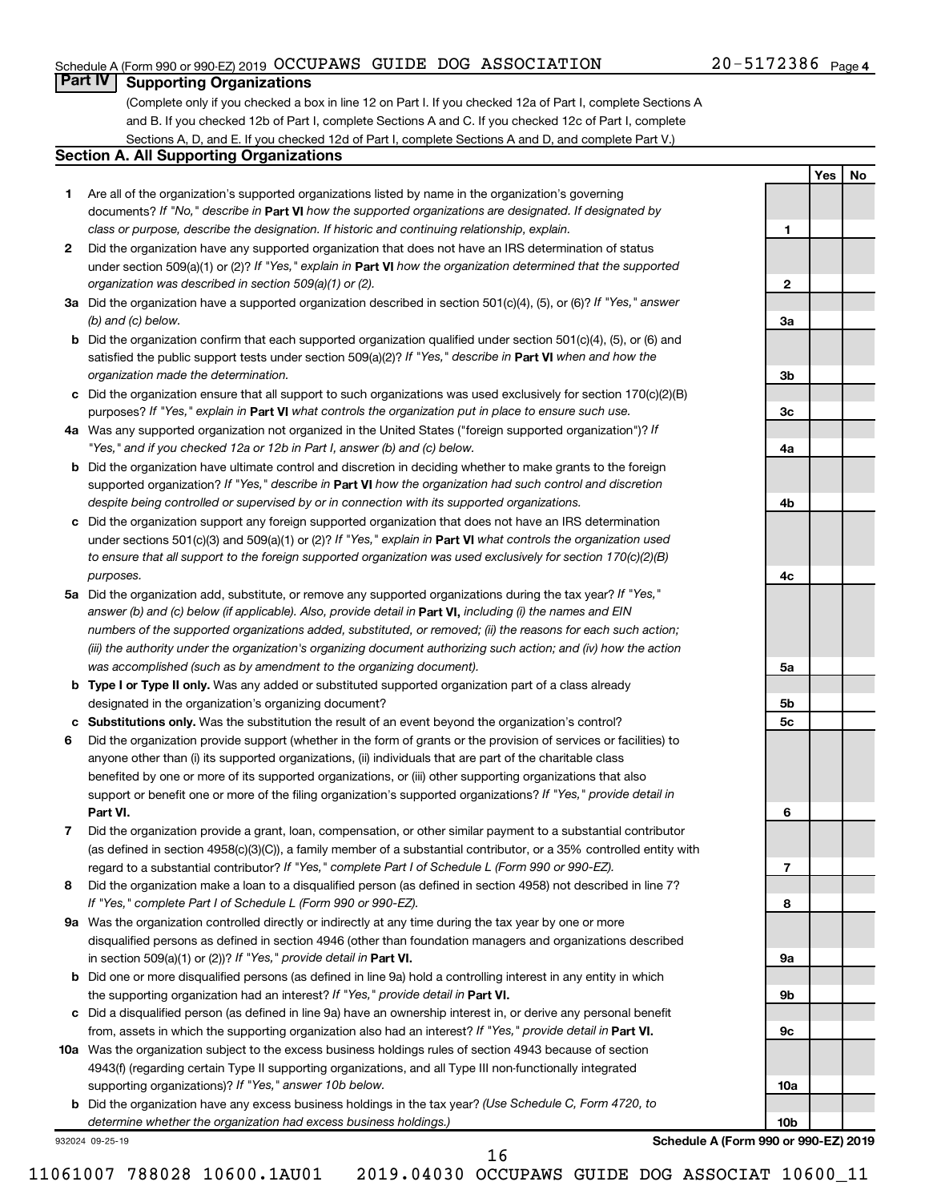Schedule A (Form 990 or 990-EZ) 2019 OCCUPAWS GUIDE DOG ASSOCIATION 20-5172386 Page 4

## Part IV Supporting Organizations

(Complete only if you checked a box in line 12 on Part I. If you checked 12a of Part I, complete Sections A and B. If you checked 12b of Part I, complete Sections A and C. If you checked 12c of Part I, complete Sections A, D, and E. If you checked 12d of Part I, complete Sections A and D, and complete Part V.)

### Section A. All Supporting Organizations

| | | Line | Yes | No |
|---|---|---|---|---|
| 1 | Are all of the organization's supported organizations listed by name in the organization's governing documents? *If "No," describe in* **Part VI** *how the supported organizations are designated. If designated by class or purpose, describe the designation. If historic and continuing relationship, explain.* | 1 | | |
| 2 | Did the organization have any supported organization that does not have an IRS determination of status under section 509(a)(1) or (2)? *If "Yes," explain in* **Part VI** *how the organization determined that the supported organization was described in section 509(a)(1) or (2).* | 2 | | |
| 3a | Did the organization have a supported organization described in section 501(c)(4), (5), or (6)? *If "Yes," answer (b) and (c) below.* | 3a | | |
| b | Did the organization confirm that each supported organization qualified under section 501(c)(4), (5), or (6) and satisfied the public support tests under section 509(a)(2)? *If "Yes," describe in* **Part VI** *when and how the organization made the determination.* | 3b | | |
| c | Did the organization ensure that all support to such organizations was used exclusively for section 170(c)(2)(B) purposes? *If "Yes," explain in* **Part VI** *what controls the organization put in place to ensure such use.* | 3c | | |
| 4a | Was any supported organization not organized in the United States ("foreign supported organization")? *If "Yes," and if you checked 12a or 12b in Part I, answer (b) and (c) below.* | 4a | | |
| b | Did the organization have ultimate control and discretion in deciding whether to make grants to the foreign supported organization? *If "Yes," describe in* **Part VI** *how the organization had such control and discretion despite being controlled or supervised by or in connection with its supported organizations.* | 4b | | |
| c | Did the organization support any foreign supported organization that does not have an IRS determination under sections 501(c)(3) and 509(a)(1) or (2)? *If "Yes," explain in* **Part VI** *what controls the organization used to ensure that all support to the foreign supported organization was used exclusively for section 170(c)(2)(B) purposes.* | 4c | | |
| 5a | Did the organization add, substitute, or remove any supported organizations during the tax year? *If "Yes," answer (b) and (c) below (if applicable). Also, provide detail in* **Part VI,** *including (i) the names and EIN numbers of the supported organizations added, substituted, or removed; (ii) the reasons for each such action; (iii) the authority under the organization's organizing document authorizing such action; and (iv) how the action was accomplished (such as by amendment to the organizing document).* | 5a | | |
| b | **Type I or Type II only.** Was any added or substituted supported organization part of a class already designated in the organization's organizing document? | 5b | | |
| c | **Substitutions only.** Was the substitution the result of an event beyond the organization's control? | 5c | | |
| 6 | Did the organization provide support (whether in the form of grants or the provision of services or facilities) to anyone other than (i) its supported organizations, (ii) individuals that are part of the charitable class benefited by one or more of its supported organizations, or (iii) other supporting organizations that also support or benefit one or more of the filing organization's supported organizations? *If "Yes," provide detail in* **Part VI.** | 6 | | |
| 7 | Did the organization provide a grant, loan, compensation, or other similar payment to a substantial contributor (as defined in section 4958(c)(3)(C)), a family member of a substantial contributor, or a 35% controlled entity with regard to a substantial contributor? *If "Yes," complete Part I of Schedule L (Form 990 or 990-EZ).* | 7 | | |
| 8 | Did the organization make a loan to a disqualified person (as defined in section 4958) not described in line 7? *If "Yes," complete Part I of Schedule L (Form 990 or 990-EZ).* | 8 | | |
| 9a | Was the organization controlled directly or indirectly at any time during the tax year by one or more disqualified persons as defined in section 4946 (other than foundation managers and organizations described in section 509(a)(1) or (2))? *If "Yes," provide detail in* **Part VI.** | 9a | | |
| b | Did one or more disqualified persons (as defined in line 9a) hold a controlling interest in any entity in which the supporting organization had an interest? *If "Yes," provide detail in* **Part VI.** | 9b | | |
| c | Did a disqualified person (as defined in line 9a) have an ownership interest in, or derive any personal benefit from, assets in which the supporting organization also had an interest? *If "Yes," provide detail in* **Part VI.** | 9c | | |
| 10a | Was the organization subject to the excess business holdings rules of section 4943 because of section 4943(f) (regarding certain Type II supporting organizations, and all Type III non-functionally integrated supporting organizations)? *If "Yes," answer 10b below.* | 10a | | |
| b | Did the organization have any excess business holdings in the tax year? *(Use Schedule C, Form 4720, to determine whether the organization had excess business holdings.)* | 10b | | |

932024 09-25-19 **Schedule A (Form 990 or 990-EZ) 2019**

11061007 788028 10600.1AU01 2019.04030 OCCUPAWS GUIDE DOG ASSOCIAT 10600_11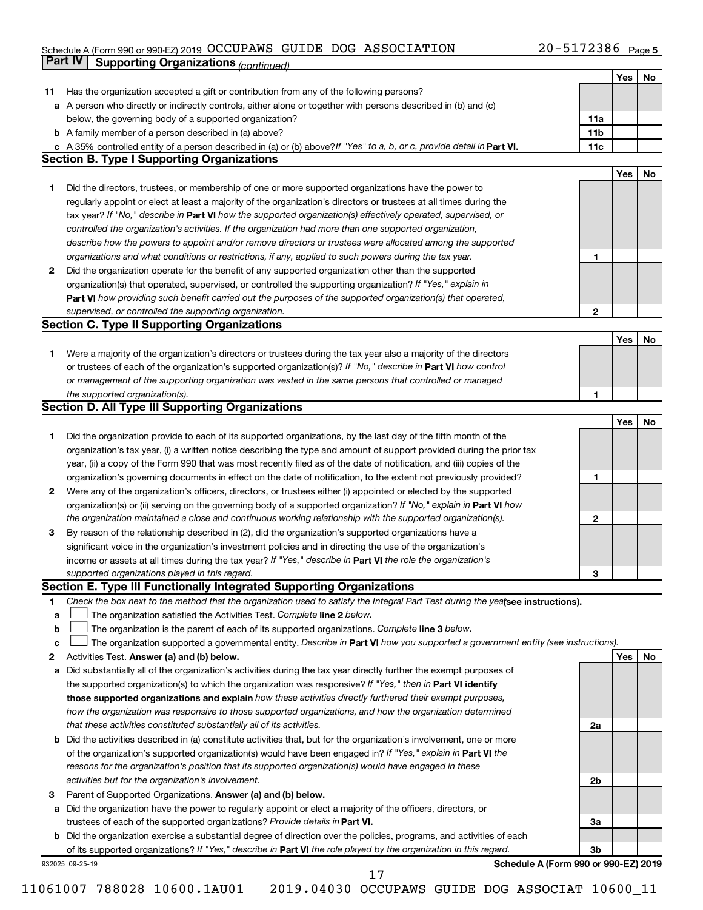Schedule A (Form 990 or 990-EZ) 2019 OCCUPAWS GUIDE DOG ASSOCIATION 20-5172386 Page 5

## Part IV Supporting Organizations *(continued)*

| | | | Yes | No |
|---|---|---|---|---|
| **11** | Has the organization accepted a gift or contribution from any of the following persons? | | | |
| **a** | A person who directly or indirectly controls, either alone or together with persons described in (b) and (c) below, the governing body of a supported organization? | **11a** | | |
| **b** | A family member of a person described in (a) above? | **11b** | | |
| **c** | A 35% controlled entity of a person described in (a) or (b) above? *If "Yes" to a, b, or c, provide detail in* **Part VI.** | **11c** | | |

### Section B. Type I Supporting Organizations

| | | | Yes | No |
|---|---|---|---|---|
| **1** | Did the directors, trustees, or membership of one or more supported organizations have the power to regularly appoint or elect at least a majority of the organization's directors or trustees at all times during the tax year? *If "No," describe in* **Part VI** *how the supported organization(s) effectively operated, supervised, or controlled the organization's activities. If the organization had more than one supported organization, describe how the powers to appoint and/or remove directors or trustees were allocated among the supported organizations and what conditions or restrictions, if any, applied to such powers during the tax year.* | **1** | | |
| **2** | Did the organization operate for the benefit of any supported organization other than the supported organization(s) that operated, supervised, or controlled the supporting organization? *If "Yes," explain in* **Part VI** *how providing such benefit carried out the purposes of the supported organization(s) that operated, supervised, or controlled the supporting organization.* | **2** | | |

### Section C. Type II Supporting Organizations

| | | | Yes | No |
|---|---|---|---|---|
| **1** | Were a majority of the organization's directors or trustees during the tax year also a majority of the directors or trustees of each of the organization's supported organization(s)? *If "No," describe in* **Part VI** *how control or management of the supporting organization was vested in the same persons that controlled or managed the supported organization(s).* | **1** | | |

### Section D. All Type III Supporting Organizations

| | | | Yes | No |
|---|---|---|---|---|
| **1** | Did the organization provide to each of its supported organizations, by the last day of the fifth month of the organization's tax year, (i) a written notice describing the type and amount of support provided during the prior tax year, (ii) a copy of the Form 990 that was most recently filed as of the date of notification, and (iii) copies of the organization's governing documents in effect on the date of notification, to the extent not previously provided? | **1** | | |
| **2** | Were any of the organization's officers, directors, or trustees either (i) appointed or elected by the supported organization(s) or (ii) serving on the governing body of a supported organization? *If "No," explain in* **Part VI** *how the organization maintained a close and continuous working relationship with the supported organization(s).* | **2** | | |
| **3** | By reason of the relationship described in (2), did the organization's supported organizations have a significant voice in the organization's investment policies and in directing the use of the organization's income or assets at all times during the tax year? *If "Yes," describe in* **Part VI** *the role the organization's supported organizations played in this regard.* | **3** | | |

### Section E. Type III Functionally Integrated Supporting Organizations

**1** *Check the box next to the method that the organization used to satisfy the Integral Part Test during the year* **(see instructions).**

- **a** ☐ The organization satisfied the Activities Test. *Complete* **line 2** *below.*
- **b** ☐ The organization is the parent of each of its supported organizations. *Complete* **line 3** *below.*
- **c** ☐ The organization supported a governmental entity. *Describe in* **Part VI** *how you supported a government entity (see instructions).*

| | | | Yes | No |
|---|---|---|---|---|
| **2** | Activities Test. **Answer (a) and (b) below.** | | | |
| **a** | Did substantially all of the organization's activities during the tax year directly further the exempt purposes of the supported organization(s) to which the organization was responsive? *If "Yes," then in* **Part VI identify those supported organizations and explain** *how these activities directly furthered their exempt purposes, how the organization was responsive to those supported organizations, and how the organization determined that these activities constituted substantially all of its activities.* | **2a** | | |
| **b** | Did the activities described in (a) constitute activities that, but for the organization's involvement, one or more of the organization's supported organization(s) would have been engaged in? *If "Yes," explain in* **Part VI** *the reasons for the organization's position that its supported organization(s) would have engaged in these activities but for the organization's involvement.* | **2b** | | |
| **3** | Parent of Supported Organizations. **Answer (a) and (b) below.** | | | |
| **a** | Did the organization have the power to regularly appoint or elect a majority of the officers, directors, or trustees of each of the supported organizations? *Provide details in* **Part VI.** | **3a** | | |
| **b** | Did the organization exercise a substantial degree of direction over the policies, programs, and activities of each of its supported organizations? *If "Yes," describe in* **Part VI** *the role played by the organization in this regard.* | **3b** | | |

932025 09-25-19 **Schedule A (Form 990 or 990-EZ) 2019**

11061007 788028 10600.1AU01 2019.04030 OCCUPAWS GUIDE DOG ASSOCIAT 10600_11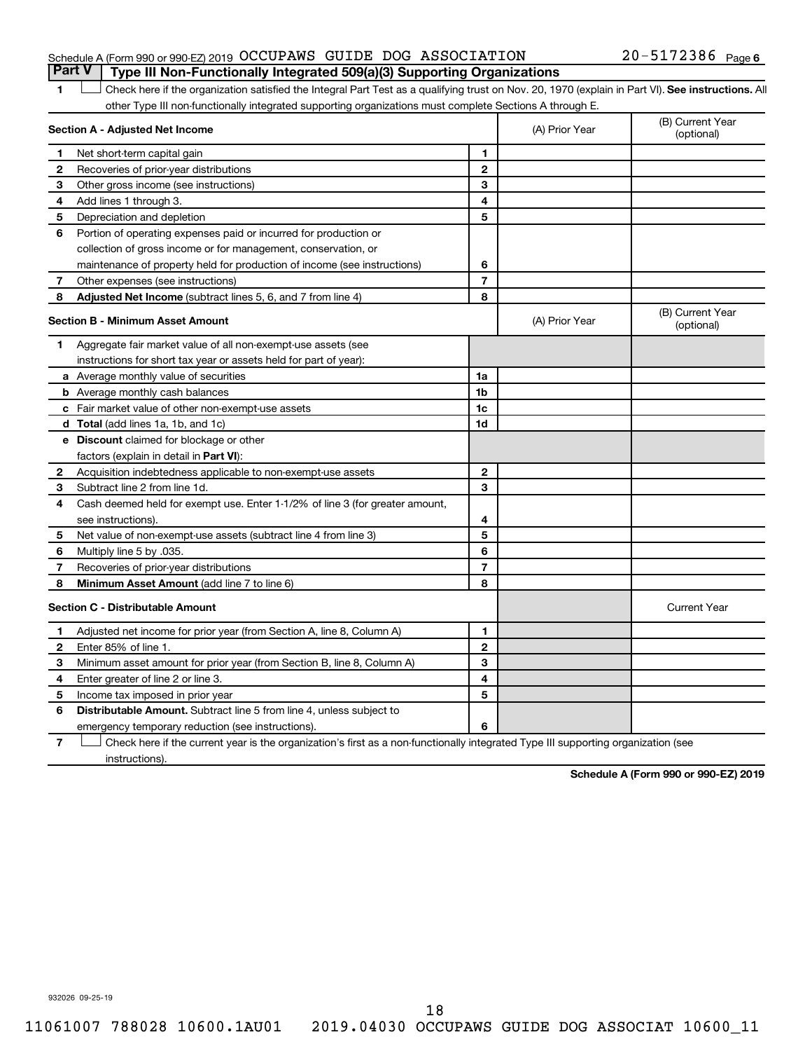Schedule A (Form 990 or 990-EZ) 2019 OCCUPAWS GUIDE DOG ASSOCIATION 20-5172386 Page 6

## Part V Type III Non-Functionally Integrated 509(a)(3) Supporting Organizations

1 ☐ Check here if the organization satisfied the Integral Part Test as a qualifying trust on Nov. 20, 1970 (explain in Part VI). **See instructions.** All other Type III non-functionally integrated supporting organizations must complete Sections A through E.

| **Section A - Adjusted Net Income** | | | (A) Prior Year | (B) Current Year (optional) |
|---|---|---|---|---|
| 1 | Net short-term capital gain | 1 | | |
| 2 | Recoveries of prior-year distributions | 2 | | |
| 3 | Other gross income (see instructions) | 3 | | |
| 4 | Add lines 1 through 3. | 4 | | |
| 5 | Depreciation and depletion | 5 | | |
| 6 | Portion of operating expenses paid or incurred for production or collection of gross income or for management, conservation, or maintenance of property held for production of income (see instructions) | 6 | | |
| 7 | Other expenses (see instructions) | 7 | | |
| 8 | **Adjusted Net Income** (subtract lines 5, 6, and 7 from line 4) | 8 | | |

| **Section B - Minimum Asset Amount** | | | (A) Prior Year | (B) Current Year (optional) |
|---|---|---|---|---|
| 1 | Aggregate fair market value of all non-exempt-use assets (see instructions for short tax year or assets held for part of year): | | | |
| a | Average monthly value of securities | 1a | | |
| b | Average monthly cash balances | 1b | | |
| c | Fair market value of other non-exempt-use assets | 1c | | |
| d | **Total** (add lines 1a, 1b, and 1c) | 1d | | |
| e | **Discount** claimed for blockage or other factors (explain in detail in **Part VI**): | | | |
| 2 | Acquisition indebtedness applicable to non-exempt-use assets | 2 | | |
| 3 | Subtract line 2 from line 1d. | 3 | | |
| 4 | Cash deemed held for exempt use. Enter 1-1/2% of line 3 (for greater amount, see instructions). | 4 | | |
| 5 | Net value of non-exempt-use assets (subtract line 4 from line 3) | 5 | | |
| 6 | Multiply line 5 by .035. | 6 | | |
| 7 | Recoveries of prior-year distributions | 7 | | |
| 8 | **Minimum Asset Amount** (add line 7 to line 6) | 8 | | |

| **Section C - Distributable Amount** | | | | Current Year |
|---|---|---|---|---|
| 1 | Adjusted net income for prior year (from Section A, line 8, Column A) | 1 | | |
| 2 | Enter 85% of line 1. | 2 | | |
| 3 | Minimum asset amount for prior year (from Section B, line 8, Column A) | 3 | | |
| 4 | Enter greater of line 2 or line 3. | 4 | | |
| 5 | Income tax imposed in prior year | 5 | | |
| 6 | **Distributable Amount.** Subtract line 5 from line 4, unless subject to emergency temporary reduction (see instructions). | 6 | | |

7 ☐ Check here if the current year is the organization's first as a non-functionally integrated Type III supporting organization (see instructions).

**Schedule A (Form 990 or 990-EZ) 2019**

932026 09-25-19

11061007 788028 10600.1AU01 2019.04030 OCCUPAWS GUIDE DOG ASSOCIAT 10600_11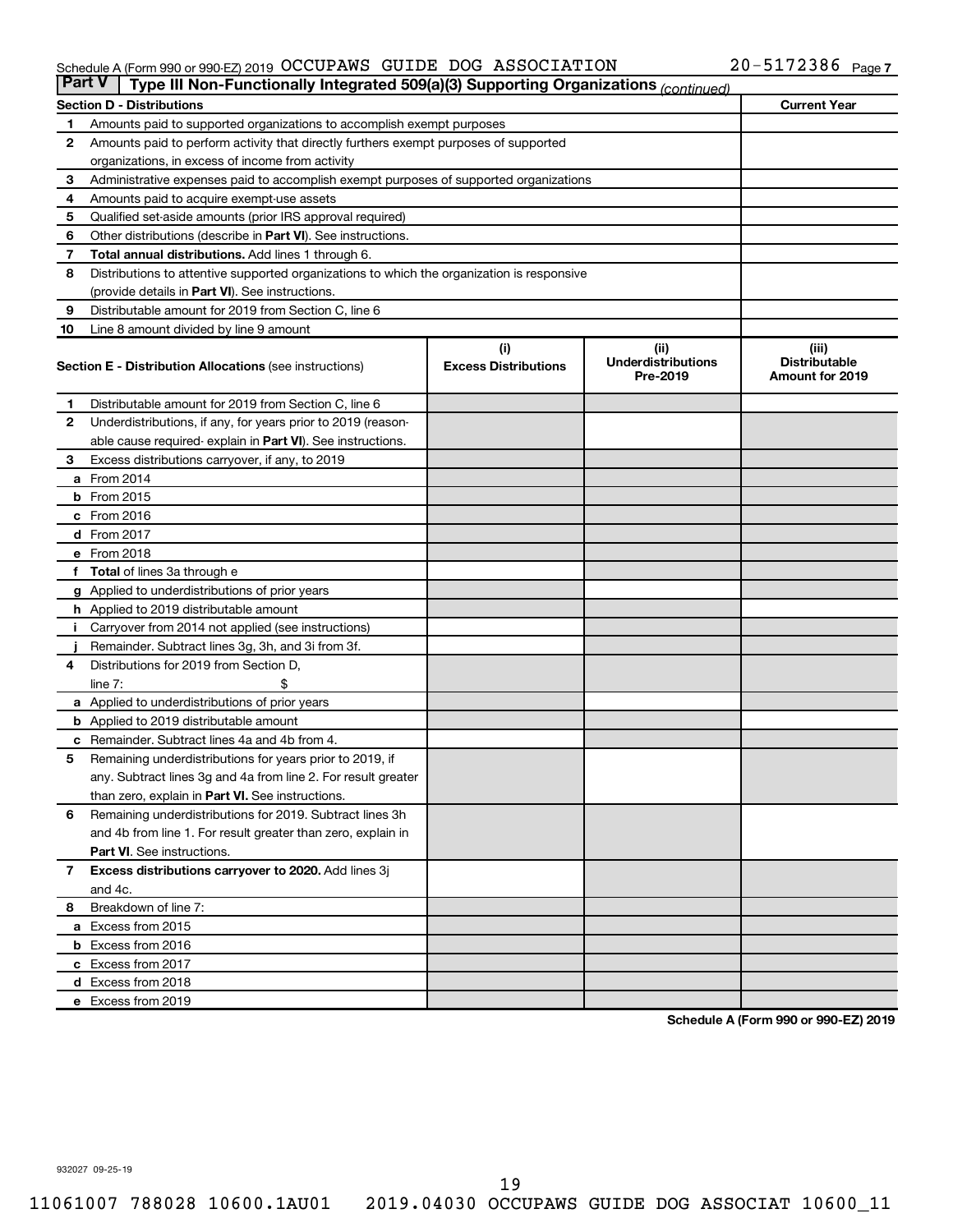Schedule A (Form 990 or 990-EZ) 2019 OCCUPAWS GUIDE DOG ASSOCIATION 20-5172386 Page 7

**Part V | Type III Non-Functionally Integrated 509(a)(3) Supporting Organizations** *(continued)*

| Section D - Distributions | | Current Year |
|---|---|---|
| 1 | Amounts paid to supported organizations to accomplish exempt purposes | |
| 2 | Amounts paid to perform activity that directly furthers exempt purposes of supported organizations, in excess of income from activity | |
| 3 | Administrative expenses paid to accomplish exempt purposes of supported organizations | |
| 4 | Amounts paid to acquire exempt-use assets | |
| 5 | Qualified set-aside amounts (prior IRS approval required) | |
| 6 | Other distributions (describe in **Part VI**). See instructions. | |
| 7 | **Total annual distributions.** Add lines 1 through 6. | |
| 8 | Distributions to attentive supported organizations to which the organization is responsive (provide details in **Part VI**). See instructions. | |
| 9 | Distributable amount for 2019 from Section C, line 6 | |
| 10 | Line 8 amount divided by line 9 amount | |

| Section E - Distribution Allocations (see instructions) | (i) Excess Distributions | (ii) Underdistributions Pre-2019 | (iii) Distributable Amount for 2019 |
|---|---|---|---|
| 1 Distributable amount for 2019 from Section C, line 6 | | | |
| 2 Underdistributions, if any, for years prior to 2019 (reasonable cause required- explain in **Part VI**). See instructions. | | | |
| 3 Excess distributions carryover, if any, to 2019 | | | |
| a From 2014 | | | |
| b From 2015 | | | |
| c From 2016 | | | |
| d From 2017 | | | |
| e From 2018 | | | |
| f **Total** of lines 3a through e | | | |
| g Applied to underdistributions of prior years | | | |
| h Applied to 2019 distributable amount | | | |
| i Carryover from 2014 not applied (see instructions) | | | |
| j Remainder. Subtract lines 3g, 3h, and 3i from 3f. | | | |
| 4 Distributions for 2019 from Section D, line 7: $ | | | |
| a Applied to underdistributions of prior years | | | |
| b Applied to 2019 distributable amount | | | |
| c Remainder. Subtract lines 4a and 4b from 4. | | | |
| 5 Remaining underdistributions for years prior to 2019, if any. Subtract lines 3g and 4a from line 2. For result greater than zero, explain in **Part VI.** See instructions. | | | |
| 6 Remaining underdistributions for 2019. Subtract lines 3h and 4b from line 1. For result greater than zero, explain in **Part VI**. See instructions. | | | |
| 7 **Excess distributions carryover to 2020.** Add lines 3j and 4c. | | | |
| 8 Breakdown of line 7: | | | |
| a Excess from 2015 | | | |
| b Excess from 2016 | | | |
| c Excess from 2017 | | | |
| d Excess from 2018 | | | |
| e Excess from 2019 | | | |

**Schedule A (Form 990 or 990-EZ) 2019**

932027 09-25-19

11061007 788028 10600.1AU01 2019.04030 OCCUPAWS GUIDE DOG ASSOCIAT 10600_11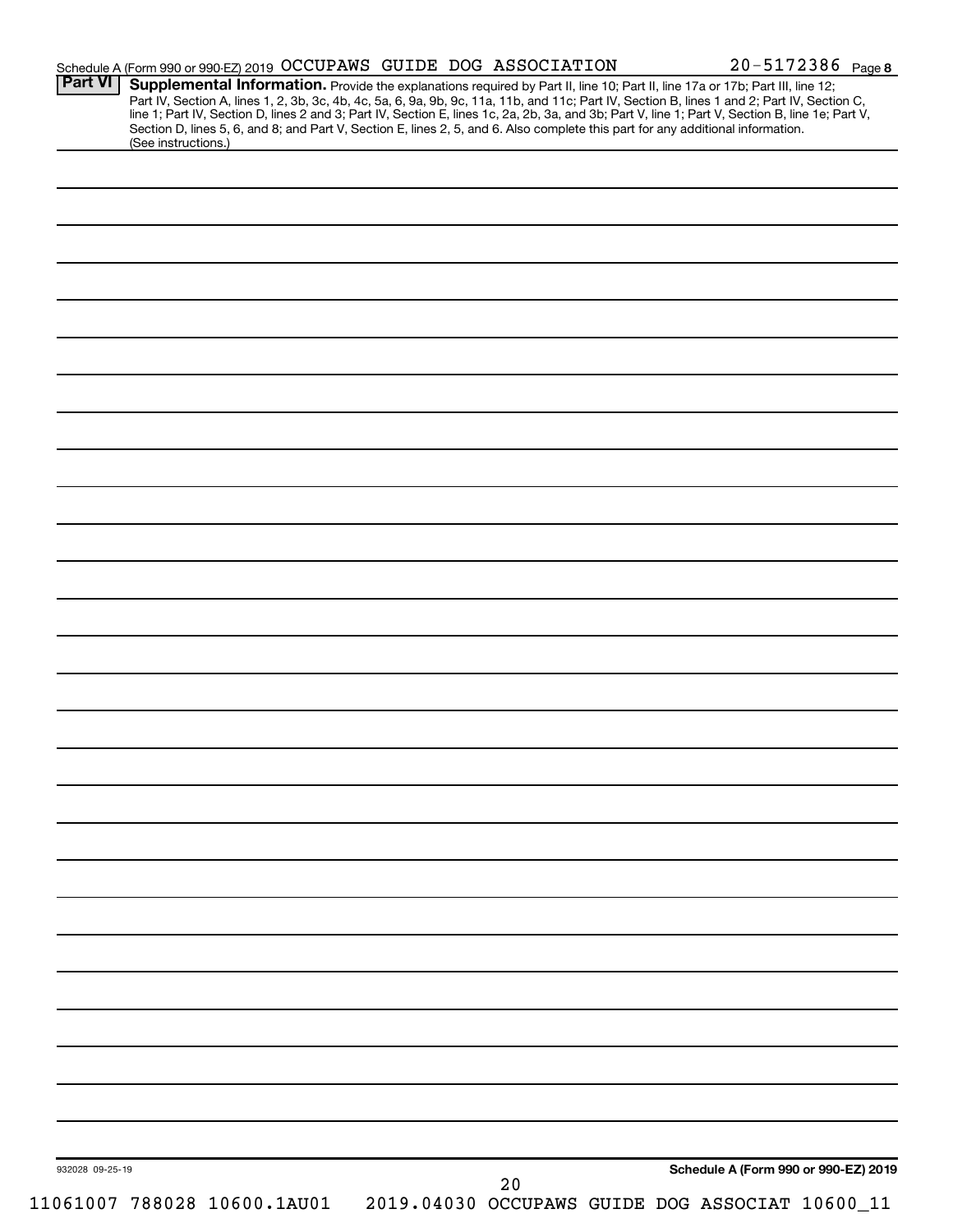Schedule A (Form 990 or 990-EZ) 2019 OCCUPAWS GUIDE DOG ASSOCIATION 20-5172386 Page 8

**Part VI** **Supplemental Information.** Provide the explanations required by Part II, line 10; Part II, line 17a or 17b; Part III, line 12; Part IV, Section A, lines 1, 2, 3b, 3c, 4b, 4c, 5a, 6, 9a, 9b, 9c, 11a, 11b, and 11c; Part IV, Section B, lines 1 and 2; Part IV, Section C, line 1; Part IV, Section D, lines 2 and 3; Part IV, Section E, lines 1c, 2a, 2b, 3a, and 3b; Part V, line 1; Part V, Section B, line 1e; Part V, Section D, lines 5, 6, and 8; and Part V, Section E, lines 2, 5, and 6. Also complete this part for any additional information. (See instructions.)

932028 09-25-19

**Schedule A (Form 990 or 990-EZ) 2019**

11061007 788028 10600.1AU01 2019.04030 OCCUPAWS GUIDE DOG ASSOCIAT 10600_11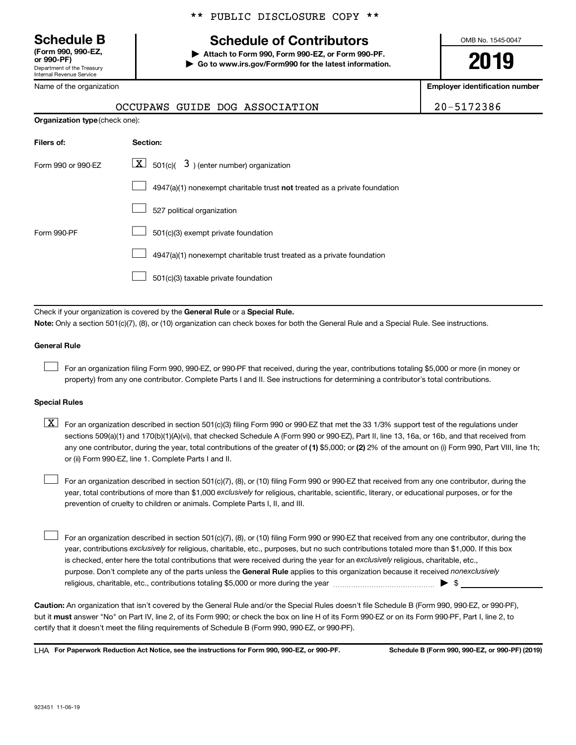** PUBLIC DISCLOSURE COPY **

**Schedule B**
**(Form 990, 990-EZ, or 990-PF)**
Department of the Treasury
Internal Revenue Service

# Schedule of Contributors

▶ **Attach to Form 990, Form 990-EZ, or Form 990-PF.**
▶ **Go to www.irs.gov/Form990 for the latest information.**

OMB No. 1545-0047

**2019**

| Name of the organization | Employer identification number |
|---|---|
| OCCUPAWS GUIDE DOG ASSOCIATION | 20-5172386 |

**Organization type** (check one):

| Filers of: | Section: |
|---|---|
| Form 990 or 990-EZ | [X] 501(c)( 3 ) (enter number) organization |
| | [ ] 4947(a)(1) nonexempt charitable trust **not** treated as a private foundation |
| | [ ] 527 political organization |
| Form 990-PF | [ ] 501(c)(3) exempt private foundation |
| | [ ] 4947(a)(1) nonexempt charitable trust treated as a private foundation |
| | [ ] 501(c)(3) taxable private foundation |

Check if your organization is covered by the **General Rule** or a **Special Rule.**

**Note:** Only a section 501(c)(7), (8), or (10) organization can check boxes for both the General Rule and a Special Rule. See instructions.

**General Rule**

[ ] For an organization filing Form 990, 990-EZ, or 990-PF that received, during the year, contributions totaling $5,000 or more (in money or property) from any one contributor. Complete Parts I and II. See instructions for determining a contributor's total contributions.

**Special Rules**

[X] For an organization described in section 501(c)(3) filing Form 990 or 990-EZ that met the 33 1/3% support test of the regulations under sections 509(a)(1) and 170(b)(1)(A)(vi), that checked Schedule A (Form 990 or 990-EZ), Part II, line 13, 16a, or 16b, and that received from any one contributor, during the year, total contributions of the greater of **(1)** $5,000; or **(2)** 2% of the amount on (i) Form 990, Part VIII, line 1h; or (ii) Form 990-EZ, line 1. Complete Parts I and II.

[ ] For an organization described in section 501(c)(7), (8), or (10) filing Form 990 or 990-EZ that received from any one contributor, during the year, total contributions of more than $1,000 *exclusively* for religious, charitable, scientific, literary, or educational purposes, or for the prevention of cruelty to children or animals. Complete Parts I, II, and III.

[ ] For an organization described in section 501(c)(7), (8), or (10) filing Form 990 or 990-EZ that received from any one contributor, during the year, contributions *exclusively* for religious, charitable, etc., purposes, but no such contributions totaled more than $1,000. If this box is checked, enter here the total contributions that were received during the year for an *exclusively* religious, charitable, etc., purpose. Don't complete any of the parts unless the **General Rule** applies to this organization because it received *nonexclusively* religious, charitable, etc., contributions totaling $5,000 or more during the year ▶ $ ________

**Caution:** An organization that isn't covered by the General Rule and/or the Special Rules doesn't file Schedule B (Form 990, 990-EZ, or 990-PF), but it **must** answer "No" on Part IV, line 2, of its Form 990; or check the box on line H of its Form 990-EZ or on its Form 990-PF, Part I, line 2, to certify that it doesn't meet the filing requirements of Schedule B (Form 990, 990-EZ, or 990-PF).

LHA **For Paperwork Reduction Act Notice, see the instructions for Form 990, 990-EZ, or 990-PF.** **Schedule B (Form 990, 990-EZ, or 990-PF) (2019)**

923451 11-06-19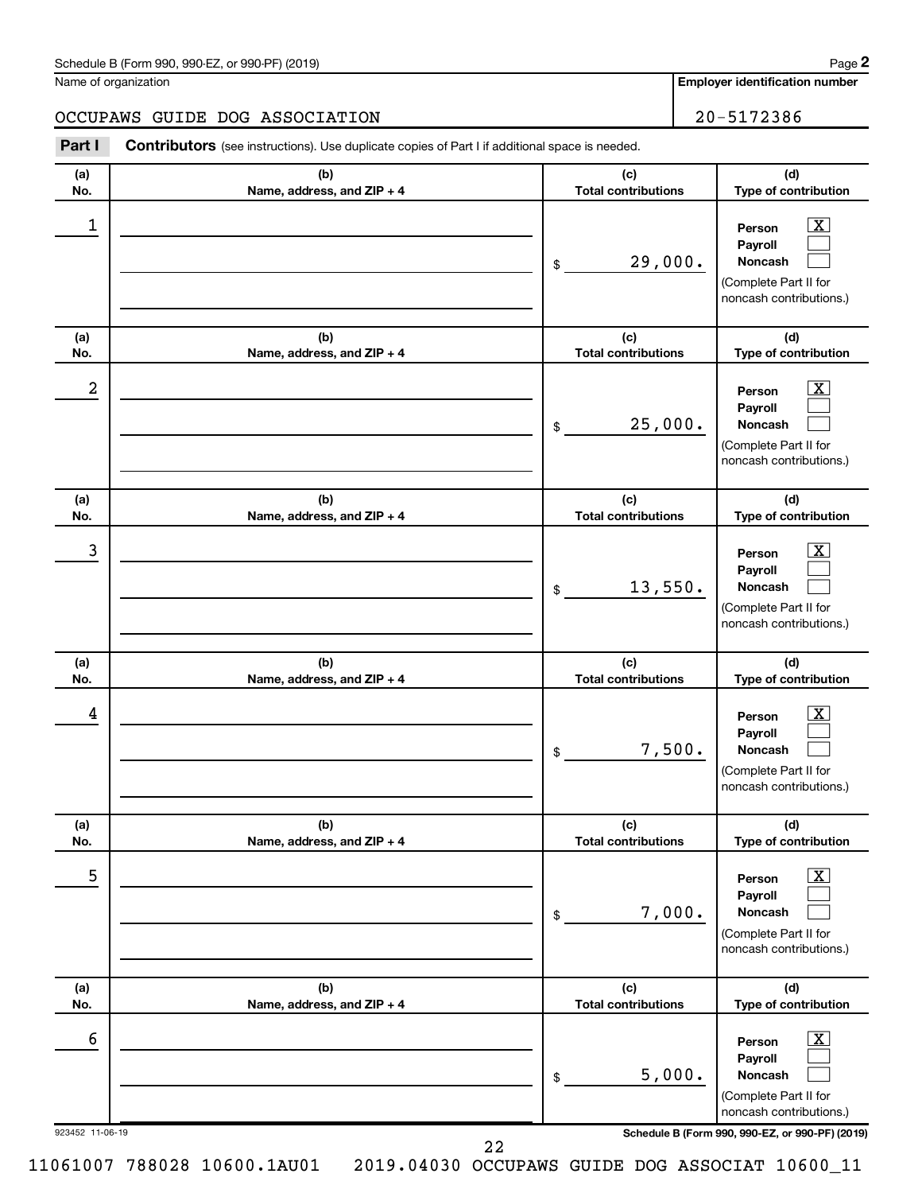Schedule B (Form 990, 990-EZ, or 990-PF) (2019)

Name of organization: OCCUPAWS GUIDE DOG ASSOCIATION

Employer identification number: 20-5172386

**Part I** **Contributors** (see instructions). Use duplicate copies of Part I if additional space is needed.

| (a) No. | (b) Name, address, and ZIP + 4 | (c) Total contributions | (d) Type of contribution |
|---|---|---|---|
| 1 | | $ 29,000. | Person [X] Payroll [ ] Noncash [ ] (Complete Part II for noncash contributions.) |
| 2 | | $ 25,000. | Person [X] Payroll [ ] Noncash [ ] (Complete Part II for noncash contributions.) |
| 3 | | $ 13,550. | Person [X] Payroll [ ] Noncash [ ] (Complete Part II for noncash contributions.) |
| 4 | | $ 7,500. | Person [X] Payroll [ ] Noncash [ ] (Complete Part II for noncash contributions.) |
| 5 | | $ 7,000. | Person [X] Payroll [ ] Noncash [ ] (Complete Part II for noncash contributions.) |
| 6 | | $ 5,000. | Person [X] Payroll [ ] Noncash [ ] (Complete Part II for noncash contributions.) |

923452 11-06-19

Schedule B (Form 990, 990-EZ, or 990-PF) (2019)

11061007 788028 10600.1AU01 2019.04030 OCCUPAWS GUIDE DOG ASSOCIAT 10600_11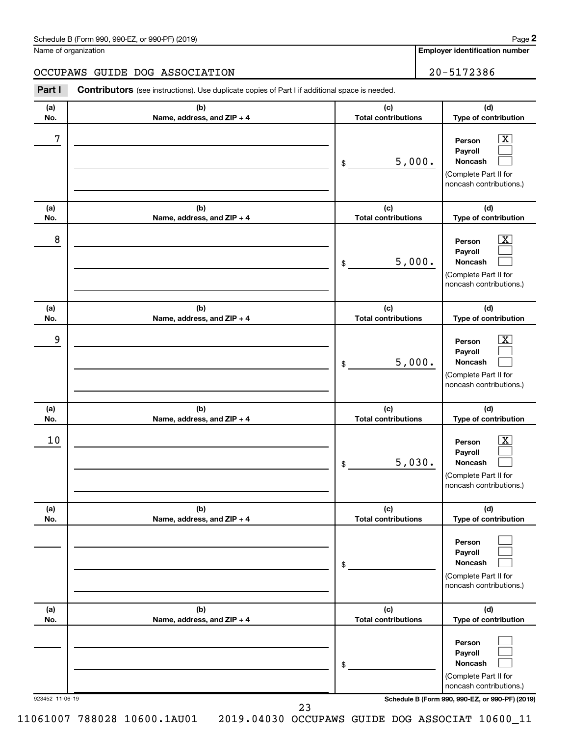Schedule B (Form 990, 990-EZ, or 990-PF) (2019)

Name of organization: OCCUPAWS GUIDE DOG ASSOCIATION

Employer identification number: 20-5172386

**Part I** **Contributors** (see instructions). Use duplicate copies of Part I if additional space is needed.

| (a) No. | (b) Name, address, and ZIP + 4 | (c) Total contributions | (d) Type of contribution |
|---|---|---|---|
| 7 | | $ 5,000. | Person [X] Payroll [ ] Noncash [ ] (Complete Part II for noncash contributions.) |
| 8 | | $ 5,000. | Person [X] Payroll [ ] Noncash [ ] (Complete Part II for noncash contributions.) |
| 9 | | $ 5,000. | Person [X] Payroll [ ] Noncash [ ] (Complete Part II for noncash contributions.) |
| 10 | | $ 5,030. | Person [X] Payroll [ ] Noncash [ ] (Complete Part II for noncash contributions.) |
| | | $ | Person [ ] Payroll [ ] Noncash [ ] (Complete Part II for noncash contributions.) |
| | | $ | Person [ ] Payroll [ ] Noncash [ ] (Complete Part II for noncash contributions.) |

923452 11-06-19

Schedule B (Form 990, 990-EZ, or 990-PF) (2019)

11061007 788028 10600.1AU01 2019.04030 OCCUPAWS GUIDE DOG ASSOCIAT 10600_11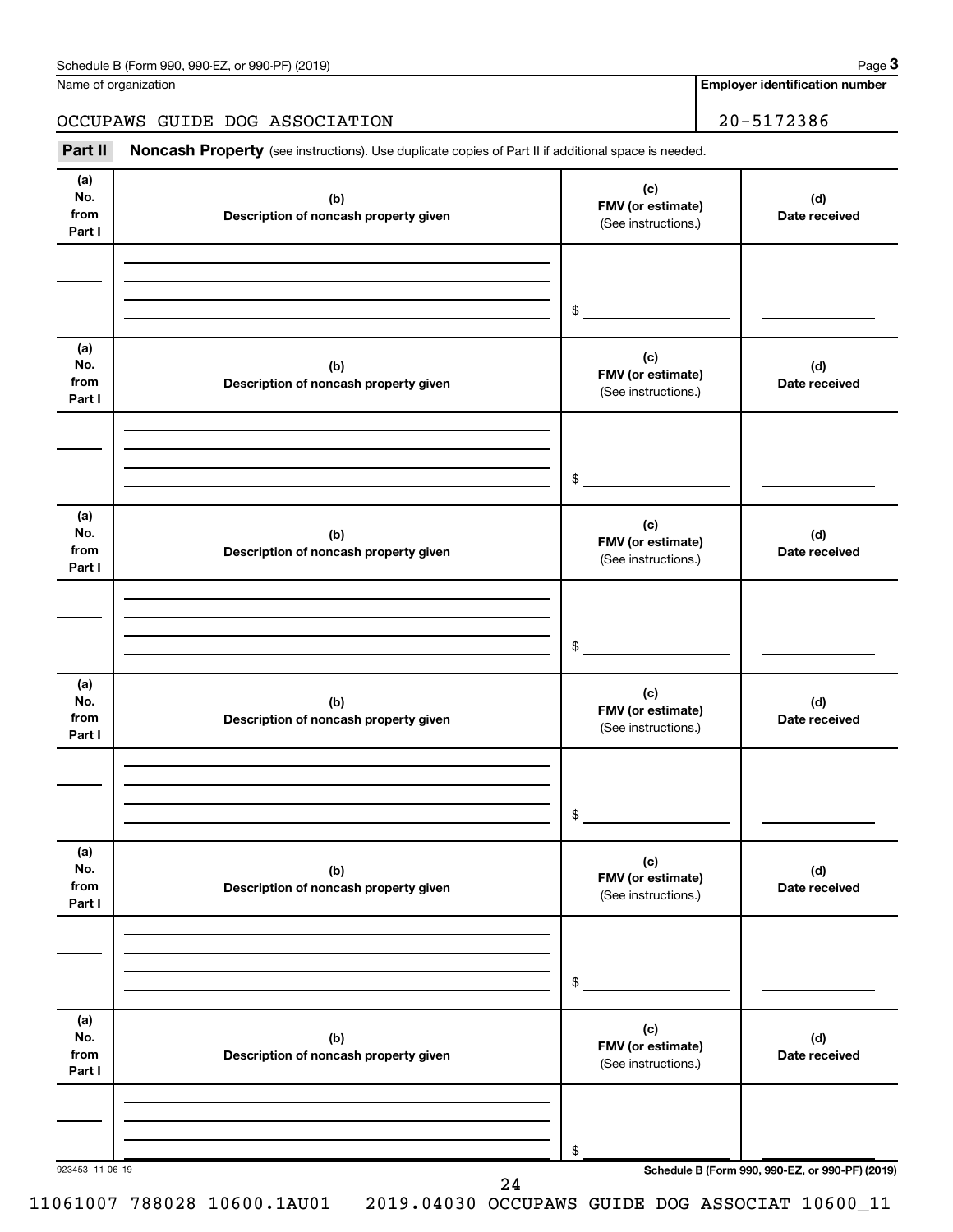Name of organization

**Employer identification number**

OCCUPAWS GUIDE DOG ASSOCIATION 20-5172386

**Part II** **Noncash Property** (see instructions). Use duplicate copies of Part II if additional space is needed.

| (a) No. from Part I | (b) Description of noncash property given | (c) FMV (or estimate) (See instructions.) | (d) Date received |
|---|---|---|---|
| | | $ | |

| (a) No. from Part I | (b) Description of noncash property given | (c) FMV (or estimate) (See instructions.) | (d) Date received |
|---|---|---|---|
| | | $ | |

| (a) No. from Part I | (b) Description of noncash property given | (c) FMV (or estimate) (See instructions.) | (d) Date received |
|---|---|---|---|
| | | $ | |

| (a) No. from Part I | (b) Description of noncash property given | (c) FMV (or estimate) (See instructions.) | (d) Date received |
|---|---|---|---|
| | | $ | |

| (a) No. from Part I | (b) Description of noncash property given | (c) FMV (or estimate) (See instructions.) | (d) Date received |
|---|---|---|---|
| | | $ | |

| (a) No. from Part I | (b) Description of noncash property given | (c) FMV (or estimate) (See instructions.) | (d) Date received |
|---|---|---|---|
| | | $ | |

923453 11-06-19

**Schedule B (Form 990, 990-EZ, or 990-PF) (2019)**

11061007 788028 10600.1AU01 2019.04030 OCCUPAWS GUIDE DOG ASSOCIAT 10600_11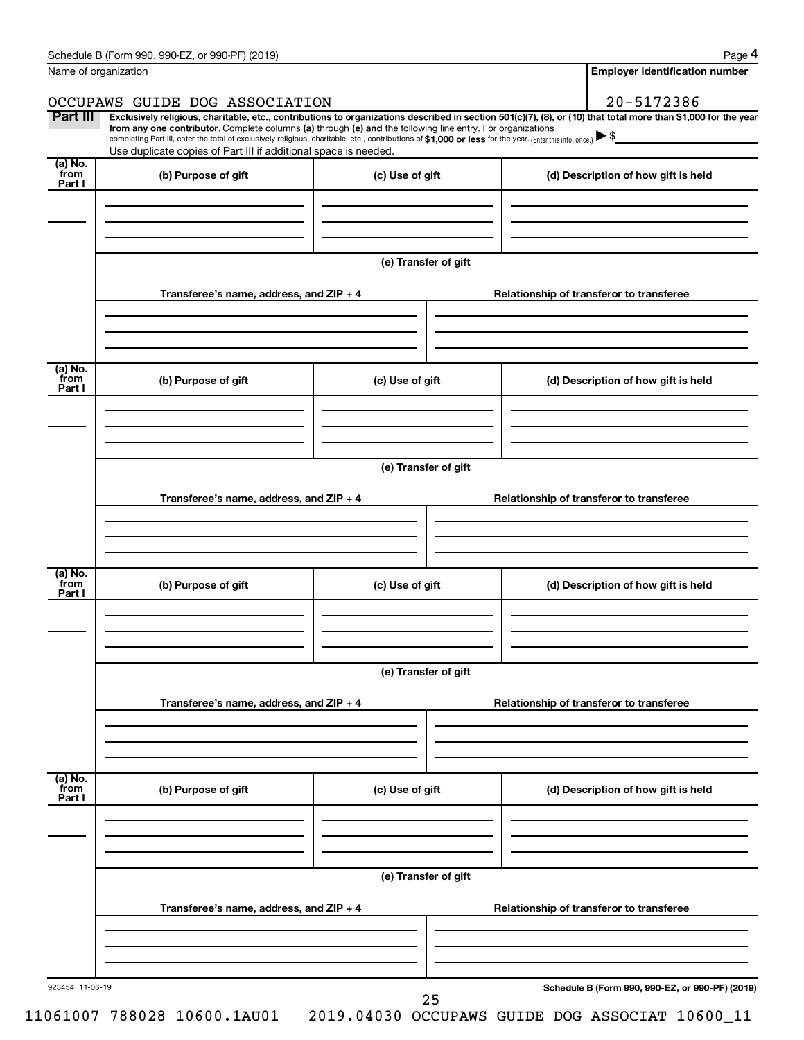Name of organization

OCCUPAWS GUIDE DOG ASSOCIATION

**Employer identification number**

20-5172386

**Part III** **Exclusively religious, charitable, etc., contributions to organizations described in section 501(c)(7), (8), or (10) that total more than $1,000 for the year from any one contributor.** Complete columns **(a)** through **(e)** and the following line entry. For organizations completing Part III, enter the total of exclusively religious, charitable, etc., contributions of **$1,000 or less** for the year. (Enter this info. once.) ▶ $

Use duplicate copies of Part III if additional space is needed.

| (a) No. from Part I | (b) Purpose of gift | (c) Use of gift | (d) Description of how gift is held |
|---|---|---|---|
| | | | |

**(e) Transfer of gift**

| Transferee's name, address, and ZIP + 4 | Relationship of transferor to transferee |
|---|---|
| | |

| (a) No. from Part I | (b) Purpose of gift | (c) Use of gift | (d) Description of how gift is held |
|---|---|---|---|
| | | | |

**(e) Transfer of gift**

| Transferee's name, address, and ZIP + 4 | Relationship of transferor to transferee |
|---|---|
| | |

| (a) No. from Part I | (b) Purpose of gift | (c) Use of gift | (d) Description of how gift is held |
|---|---|---|---|
| | | | |

**(e) Transfer of gift**

| Transferee's name, address, and ZIP + 4 | Relationship of transferor to transferee |
|---|---|
| | |

| (a) No. from Part I | (b) Purpose of gift | (c) Use of gift | (d) Description of how gift is held |
|---|---|---|---|
| | | | |

**(e) Transfer of gift**

| Transferee's name, address, and ZIP + 4 | Relationship of transferor to transferee |
|---|---|
| | |

923454 11-06-19

**Schedule B (Form 990, 990-EZ, or 990-PF) (2019)**

11061007 788028 10600.1AU01 2019.04030 OCCUPAWS GUIDE DOG ASSOCIAT 10600_11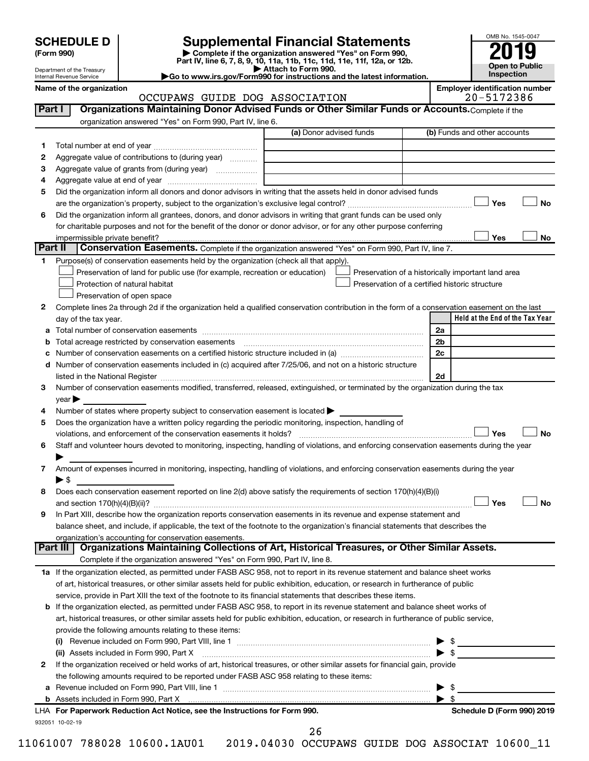# SCHEDULE D (Form 990)

Department of the Treasury
Internal Revenue Service

## Supplemental Financial Statements

▶ Complete if the organization answered "Yes" on Form 990, Part IV, line 6, 7, 8, 9, 10, 11a, 11b, 11c, 11d, 11e, 11f, 12a, or 12b.
▶ Attach to Form 990.
▶Go to www.irs.gov/Form990 for instructions and the latest information.

OMB No. 1545-0047

**2019**

**Open to Public Inspection**

**Name of the organization**
OCCUPAWS GUIDE DOG ASSOCIATION

**Employer identification number**
20-5172386

## Part I — Organizations Maintaining Donor Advised Funds or Other Similar Funds or Accounts.

Complete if the organization answered "Yes" on Form 990, Part IV, line 6.

| | | (a) Donor advised funds | (b) Funds and other accounts |
|---|---|---|---|
| 1 | Total number at end of year | | |
| 2 | Aggregate value of contributions to (during year) | | |
| 3 | Aggregate value of grants from (during year) | | |
| 4 | Aggregate value at end of year | | |

5 Did the organization inform all donors and donor advisors in writing that the assets held in donor advised funds are the organization's property, subject to the organization's exclusive legal control? ☐ Yes ☐ No

6 Did the organization inform all grantees, donors, and donor advisors in writing that grant funds can be used only for charitable purposes and not for the benefit of the donor or donor advisor, or for any other purpose conferring impermissible private benefit? ☐ Yes ☐ No

## Part II — Conservation Easements.

Complete if the organization answered "Yes" on Form 990, Part IV, line 7.

1 Purpose(s) of conservation easements held by the organization (check all that apply).

- ☐ Preservation of land for public use (for example, recreation or education)
- ☐ Protection of natural habitat
- ☐ Preservation of open space
- ☐ Preservation of a historically important land area
- ☐ Preservation of a certified historic structure

2 Complete lines 2a through 2d if the organization held a qualified conservation contribution in the form of a conservation easement on the last day of the tax year.

| | | | Held at the End of the Tax Year |
|---|---|---|---|
| a | Total number of conservation easements | 2a | |
| b | Total acreage restricted by conservation easements | 2b | |
| c | Number of conservation easements on a certified historic structure included in (a) | 2c | |
| d | Number of conservation easements included in (c) acquired after 7/25/06, and not on a historic structure listed in the National Register | 2d | |

3 Number of conservation easements modified, transferred, released, extinguished, or terminated by the organization during the tax year ▶

4 Number of states where property subject to conservation easement is located ▶

5 Does the organization have a written policy regarding the periodic monitoring, inspection, handling of violations, and enforcement of the conservation easements it holds? ☐ Yes ☐ No

6 Staff and volunteer hours devoted to monitoring, inspecting, handling of violations, and enforcing conservation easements during the year ▶

7 Amount of expenses incurred in monitoring, inspecting, handling of violations, and enforcing conservation easements during the year ▶ $

8 Does each conservation easement reported on line 2(d) above satisfy the requirements of section 170(h)(4)(B)(i) and section 170(h)(4)(B)(ii)? ☐ Yes ☐ No

9 In Part XIII, describe how the organization reports conservation easements in its revenue and expense statement and balance sheet, and include, if applicable, the text of the footnote to the organization's financial statements that describes the organization's accounting for conservation easements.

## Part III — Organizations Maintaining Collections of Art, Historical Treasures, or Other Similar Assets.

Complete if the organization answered "Yes" on Form 990, Part IV, line 8.

1a If the organization elected, as permitted under FASB ASC 958, not to report in its revenue statement and balance sheet works of art, historical treasures, or other similar assets held for public exhibition, education, or research in furtherance of public service, provide in Part XIII the text of the footnote to its financial statements that describes these items.

b If the organization elected, as permitted under FASB ASC 958, to report in its revenue statement and balance sheet works of art, historical treasures, or other similar assets held for public exhibition, education, or research in furtherance of public service, provide the following amounts relating to these items:

(i) Revenue included on Form 990, Part VIII, line 1 ▶ $

(ii) Assets included in Form 990, Part X ▶ $

2 If the organization received or held works of art, historical treasures, or other similar assets for financial gain, provide the following amounts required to be reported under FASB ASC 958 relating to these items:

a Revenue included on Form 990, Part VIII, line 1 ▶ $

b Assets included in Form 990, Part X ▶ $

LHA **For Paperwork Reduction Act Notice, see the Instructions for Form 990.** **Schedule D (Form 990) 2019**

932051 10-02-19

11061007 788028 10600.1AU01 2019.04030 OCCUPAWS GUIDE DOG ASSOCIAT 10600_11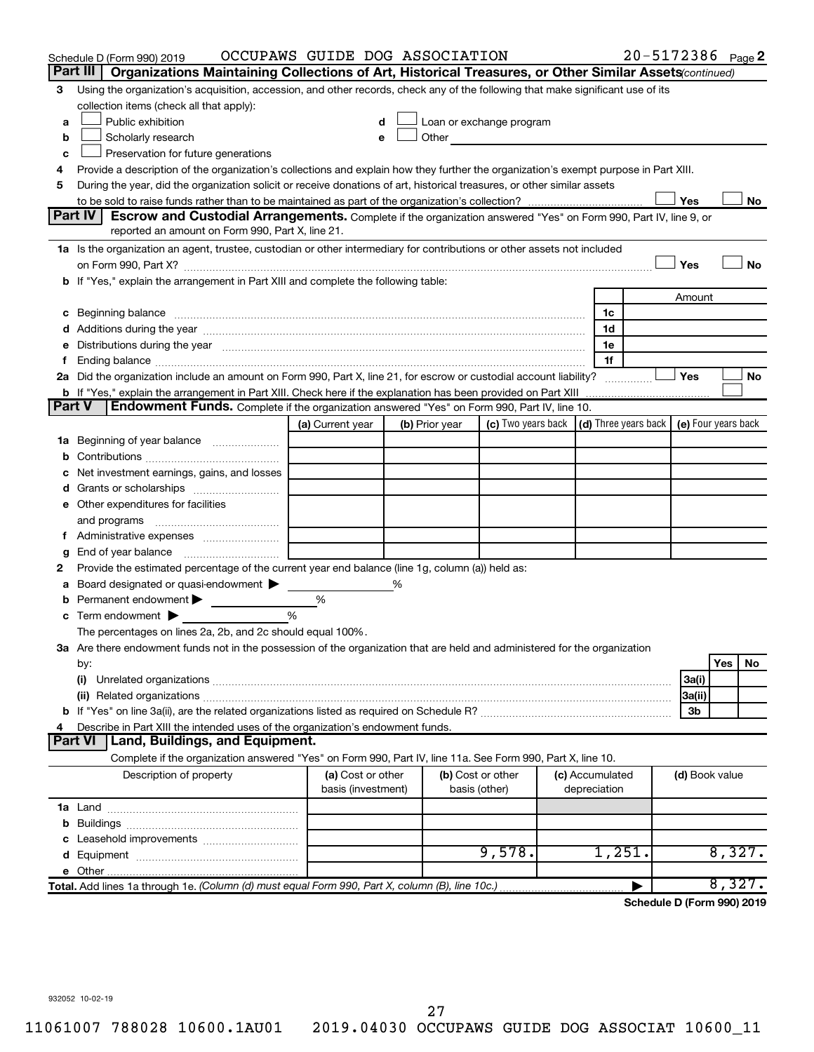Schedule D (Form 990) 2019 OCCUPAWS GUIDE DOG ASSOCIATION 20-5172386 Page **2**

**Part III** **Organizations Maintaining Collections of Art, Historical Treasures, or Other Similar Assets** *(continued)*

**3** Using the organization's acquisition, accession, and other records, check any of the following that make significant use of its collection items (check all that apply):

**a** ☐ Public exhibition
**b** ☐ Scholarly research
**c** ☐ Preservation for future generations
**d** ☐ Loan or exchange program
**e** ☐ Other

**4** Provide a description of the organization's collections and explain how they further the organization's exempt purpose in Part XIII.

**5** During the year, did the organization solicit or receive donations of art, historical treasures, or other similar assets to be sold to raise funds rather than to be maintained as part of the organization's collection? ☐ Yes ☐ No

**Part IV** **Escrow and Custodial Arrangements.** Complete if the organization answered "Yes" on Form 990, Part IV, line 9, or reported an amount on Form 990, Part X, line 21.

**1a** Is the organization an agent, trustee, custodian or other intermediary for contributions or other assets not included on Form 990, Part X? ☐ Yes ☐ No

**b** If "Yes," explain the arrangement in Part XIII and complete the following table:

| | | Amount |
|---|---|---|
| **c** Beginning balance | 1c | |
| **d** Additions during the year | 1d | |
| **e** Distributions during the year | 1e | |
| **f** Ending balance | 1f | |

**2a** Did the organization include an amount on Form 990, Part X, line 21, for escrow or custodial account liability? ☐ Yes ☐ No

**b** If "Yes," explain the arrangement in Part XIII. Check here if the explanation has been provided on Part XIII ☐

**Part V** **Endowment Funds.** Complete if the organization answered "Yes" on Form 990, Part IV, line 10.

| | (a) Current year | (b) Prior year | (c) Two years back | (d) Three years back | (e) Four years back |
|---|---|---|---|---|---|
| **1a** Beginning of year balance | | | | | |
| **b** Contributions | | | | | |
| **c** Net investment earnings, gains, and losses | | | | | |
| **d** Grants or scholarships | | | | | |
| **e** Other expenditures for facilities and programs | | | | | |
| **f** Administrative expenses | | | | | |
| **g** End of year balance | | | | | |

**2** Provide the estimated percentage of the current year end balance (line 1g, column (a)) held as:

**a** Board designated or quasi-endowment ▶ %
**b** Permanent endowment ▶ %
**c** Term endowment ▶ %

The percentages on lines 2a, 2b, and 2c should equal 100%.

**3a** Are there endowment funds not in the possession of the organization that are held and administered for the organization by:

| | | Yes | No |
|---|---|---|---|
| **(i)** Unrelated organizations | 3a(i) | | |
| **(ii)** Related organizations | 3a(ii) | | |
| **b** If "Yes" on line 3a(ii), are the related organizations listed as required on Schedule R? | 3b | | |

**4** Describe in Part XIII the intended uses of the organization's endowment funds.

**Part VI** **Land, Buildings, and Equipment.**

Complete if the organization answered "Yes" on Form 990, Part IV, line 11a. See Form 990, Part X, line 10.

| Description of property | (a) Cost or other basis (investment) | (b) Cost or other basis (other) | (c) Accumulated depreciation | (d) Book value |
|---|---|---|---|---|
| **1a** Land | | | | |
| **b** Buildings | | | | |
| **c** Leasehold improvements | | | | |
| **d** Equipment | | 9,578. | 1,251. | 8,327. |
| **e** Other | | | | |
| **Total.** Add lines 1a through 1e. *(Column (d) must equal Form 990, Part X, column (B), line 10c.)* | | | ▶ | 8,327. |

**Schedule D (Form 990) 2019**

932052 10-02-19

11061007 788028 10600.1AU01 2019.04030 OCCUPAWS GUIDE DOG ASSOCIAT 10600_11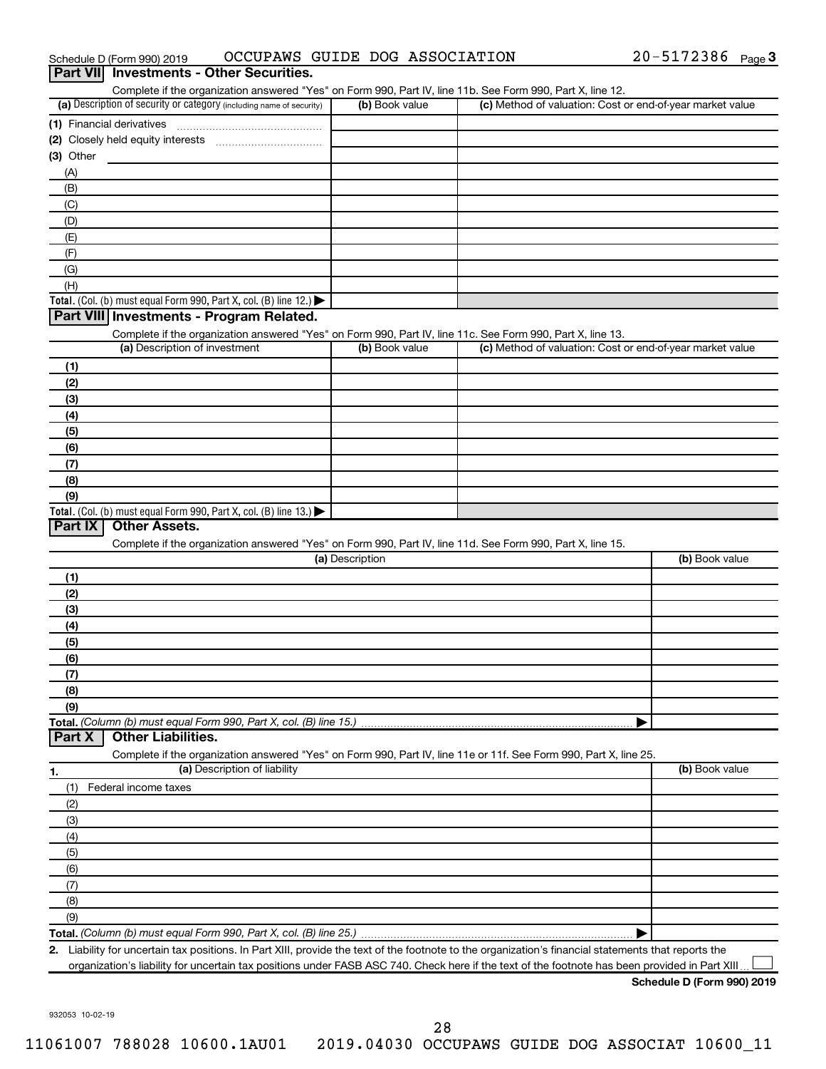Schedule D (Form 990) 2019 OCCUPAWS GUIDE DOG ASSOCIATION 20-5172386 Page 3

## Part VII Investments - Other Securities.

Complete if the organization answered "Yes" on Form 990, Part IV, line 11b. See Form 990, Part X, line 12.

| (a) Description of security or category (including name of security) | (b) Book value | (c) Method of valuation: Cost or end-of-year market value |
|---|---|---|
| (1) Financial derivatives | | |
| (2) Closely held equity interests | | |
| (3) Other | | |
| (A) | | |
| (B) | | |
| (C) | | |
| (D) | | |
| (E) | | |
| (F) | | |
| (G) | | |
| (H) | | |
| **Total.** (Col. (b) must equal Form 990, Part X, col. (B) line 12.) ▶ | | |

## Part VIII Investments - Program Related.

Complete if the organization answered "Yes" on Form 990, Part IV, line 11c. See Form 990, Part X, line 13.

| (a) Description of investment | (b) Book value | (c) Method of valuation: Cost or end-of-year market value |
|---|---|---|
| (1) | | |
| (2) | | |
| (3) | | |
| (4) | | |
| (5) | | |
| (6) | | |
| (7) | | |
| (8) | | |
| (9) | | |
| **Total.** (Col. (b) must equal Form 990, Part X, col. (B) line 13.) ▶ | | |

## Part IX Other Assets.

Complete if the organization answered "Yes" on Form 990, Part IV, line 11d. See Form 990, Part X, line 15.

| (a) Description | (b) Book value |
|---|---|
| (1) | |
| (2) | |
| (3) | |
| (4) | |
| (5) | |
| (6) | |
| (7) | |
| (8) | |
| (9) | |
| **Total.** *(Column (b) must equal Form 990, Part X, col. (B) line 15.)* ▶ | |

## Part X Other Liabilities.

Complete if the organization answered "Yes" on Form 990, Part IV, line 11e or 11f. See Form 990, Part X, line 25.

| 1. (a) Description of liability | (b) Book value |
|---|---|
| (1) Federal income taxes | |
| (2) | |
| (3) | |
| (4) | |
| (5) | |
| (6) | |
| (7) | |
| (8) | |
| (9) | |
| **Total.** *(Column (b) must equal Form 990, Part X, col. (B) line 25.)* ▶ | |

**2.** Liability for uncertain tax positions. In Part XIII, provide the text of the footnote to the organization's financial statements that reports the organization's liability for uncertain tax positions under FASB ASC 740. Check here if the text of the footnote has been provided in Part XIII ☐

**Schedule D (Form 990) 2019**

932053 10-02-19

11061007 788028 10600.1AU01 2019.04030 OCCUPAWS GUIDE DOG ASSOCIAT 10600_11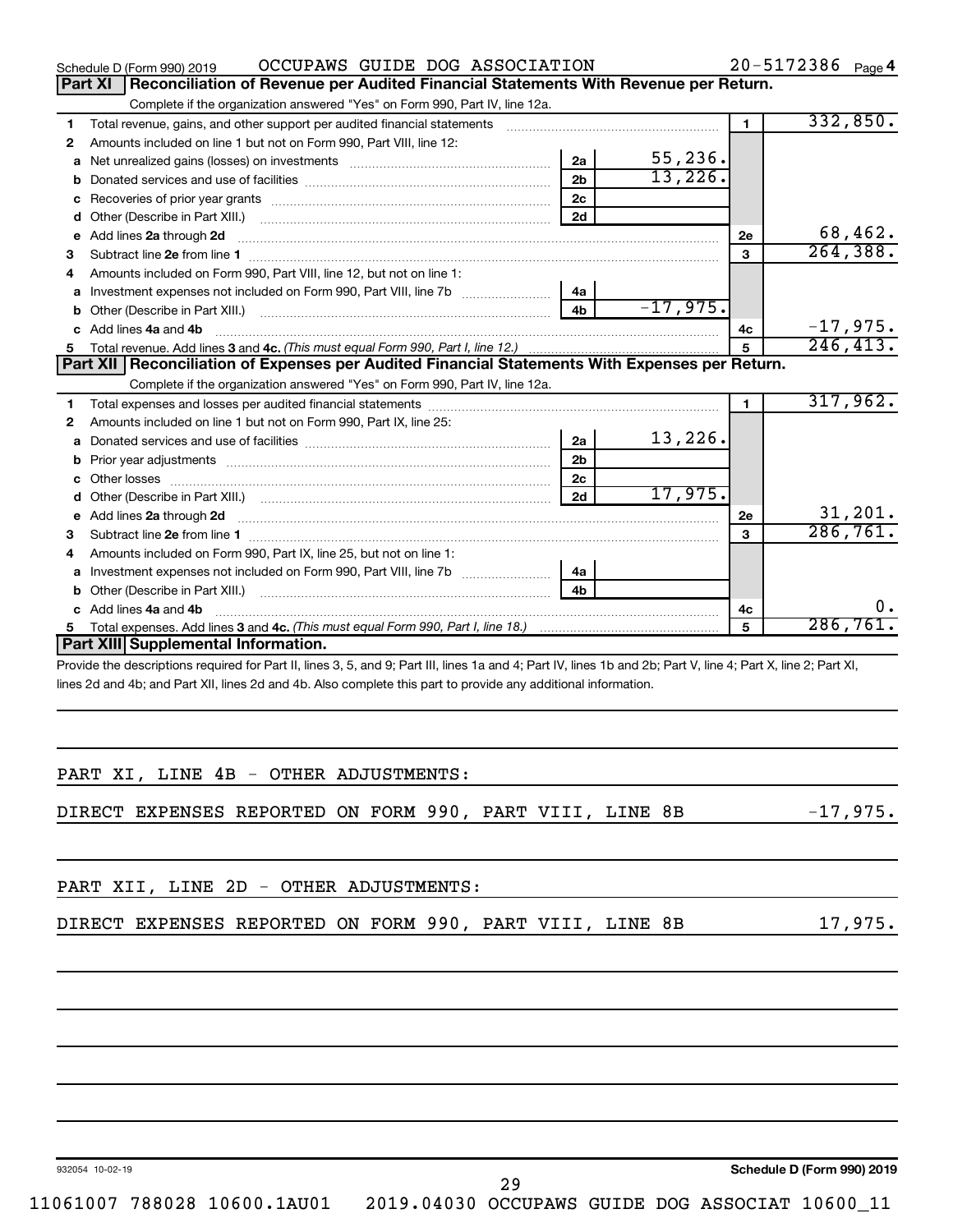Schedule D (Form 990) 2019 OCCUPAWS GUIDE DOG ASSOCIATION 20-5172386 Page 4

## Part XI Reconciliation of Revenue per Audited Financial Statements With Revenue per Return.

Complete if the organization answered "Yes" on Form 990, Part IV, line 12a.

| | | | | | |
|---|---|---|---|---|---|
| 1 | Total revenue, gains, and other support per audited financial statements | | | 1 | 332,850. |
| 2 | Amounts included on line 1 but not on Form 990, Part VIII, line 12: | | | | |
| a | Net unrealized gains (losses) on investments | 2a | 55,236. | | |
| b | Donated services and use of facilities | 2b | 13,226. | | |
| c | Recoveries of prior year grants | 2c | | | |
| d | Other (Describe in Part XIII.) | 2d | | | |
| e | Add lines 2a through 2d | | | 2e | 68,462. |
| 3 | Subtract line 2e from line 1 | | | 3 | 264,388. |
| 4 | Amounts included on Form 990, Part VIII, line 12, but not on line 1: | | | | |
| a | Investment expenses not included on Form 990, Part VIII, line 7b | 4a | | | |
| b | Other (Describe in Part XIII.) | 4b | -17,975. | | |
| c | Add lines 4a and 4b | | | 4c | -17,975. |
| 5 | Total revenue. Add lines 3 and 4c. *(This must equal Form 990, Part I, line 12.)* | | | 5 | 246,413. |

## Part XII Reconciliation of Expenses per Audited Financial Statements With Expenses per Return.

Complete if the organization answered "Yes" on Form 990, Part IV, line 12a.

| | | | | | |
|---|---|---|---|---|---|
| 1 | Total expenses and losses per audited financial statements | | | 1 | 317,962. |
| 2 | Amounts included on line 1 but not on Form 990, Part IX, line 25: | | | | |
| a | Donated services and use of facilities | 2a | 13,226. | | |
| b | Prior year adjustments | 2b | | | |
| c | Other losses | 2c | | | |
| d | Other (Describe in Part XIII.) | 2d | 17,975. | | |
| e | Add lines 2a through 2d | | | 2e | 31,201. |
| 3 | Subtract line 2e from line 1 | | | 3 | 286,761. |
| 4 | Amounts included on Form 990, Part IX, line 25, but not on line 1: | | | | |
| a | Investment expenses not included on Form 990, Part VIII, line 7b | 4a | | | |
| b | Other (Describe in Part XIII.) | 4b | | | |
| c | Add lines 4a and 4b | | | 4c | 0. |
| 5 | Total expenses. Add lines 3 and 4c. *(This must equal Form 990, Part I, line 18.)* | | | 5 | 286,761. |

## Part XIII Supplemental Information.

Provide the descriptions required for Part II, lines 3, 5, and 9; Part III, lines 1a and 4; Part IV, lines 1b and 2b; Part V, line 4; Part X, line 2; Part XI, lines 2d and 4b; and Part XII, lines 2d and 4b. Also complete this part to provide any additional information.

PART XI, LINE 4B - OTHER ADJUSTMENTS:

DIRECT EXPENSES REPORTED ON FORM 990, PART VIII, LINE 8B -17,975.

PART XII, LINE 2D - OTHER ADJUSTMENTS:

DIRECT EXPENSES REPORTED ON FORM 990, PART VIII, LINE 8B 17,975.

932054 10-02-19 Schedule D (Form 990) 2019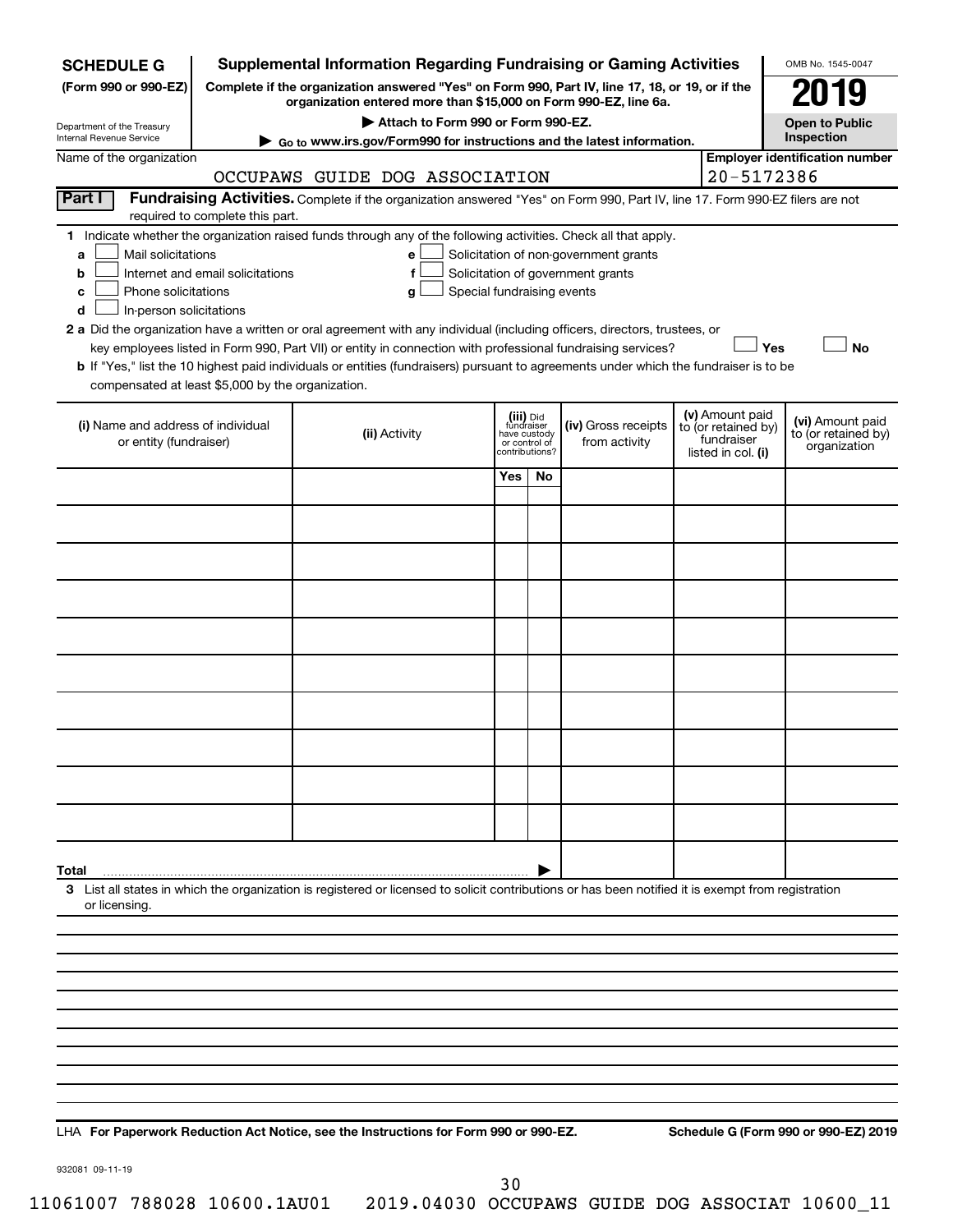**SCHEDULE G (Form 990 or 990-EZ)**

Department of the Treasury
Internal Revenue Service

# Supplemental Information Regarding Fundraising or Gaming Activities

**Complete if the organization answered "Yes" on Form 990, Part IV, line 17, 18, or 19, or if the organization entered more than $15,000 on Form 990-EZ, line 6a.**

**▶ Attach to Form 990 or Form 990-EZ.**

**▶ Go to www.irs.gov/Form990 for instructions and the latest information.**

OMB No. 1545-0047

**2019**

**Open to Public Inspection**

Name of the organization: OCCUPAWS GUIDE DOG ASSOCIATION

**Employer identification number:** 20-5172386

**Part I Fundraising Activities.** Complete if the organization answered "Yes" on Form 990, Part IV, line 17. Form 990-EZ filers are not required to complete this part.

**1** Indicate whether the organization raised funds through any of the following activities. Check all that apply.

- **a** ☐ Mail solicitations
- **b** ☐ Internet and email solicitations
- **c** ☐ Phone solicitations
- **d** ☐ In-person solicitations
- **e** ☐ Solicitation of non-government grants
- **f** ☐ Solicitation of government grants
- **g** ☐ Special fundraising events

**2 a** Did the organization have a written or oral agreement with any individual (including officers, directors, trustees, or key employees listed in Form 990, Part VII) or entity in connection with professional fundraising services? ☐ **Yes** ☐ **No**

**b** If "Yes," list the 10 highest paid individuals or entities (fundraisers) pursuant to agreements under which the fundraiser is to be compensated at least $5,000 by the organization.

| (i) Name and address of individual or entity (fundraiser) | (ii) Activity | (iii) Did fundraiser have custody or control of contributions? Yes | No | (iv) Gross receipts from activity | (v) Amount paid to (or retained by) fundraiser listed in col. (i) | (vi) Amount paid to (or retained by) organization |
|---|---|---|---|---|---|---|
| | | | | | | |
| | | | | | | |
| | | | | | | |
| | | | | | | |
| | | | | | | |
| | | | | | | |
| | | | | | | |
| | | | | | | |
| | | | | | | |
| | | | | | | |
| **Total** ▶ | | | | | | |

**3** List all states in which the organization is registered or licensed to solicit contributions or has been notified it is exempt from registration or licensing.

LHA **For Paperwork Reduction Act Notice, see the Instructions for Form 990 or 990-EZ.** **Schedule G (Form 990 or 990-EZ) 2019**

932081 09-11-19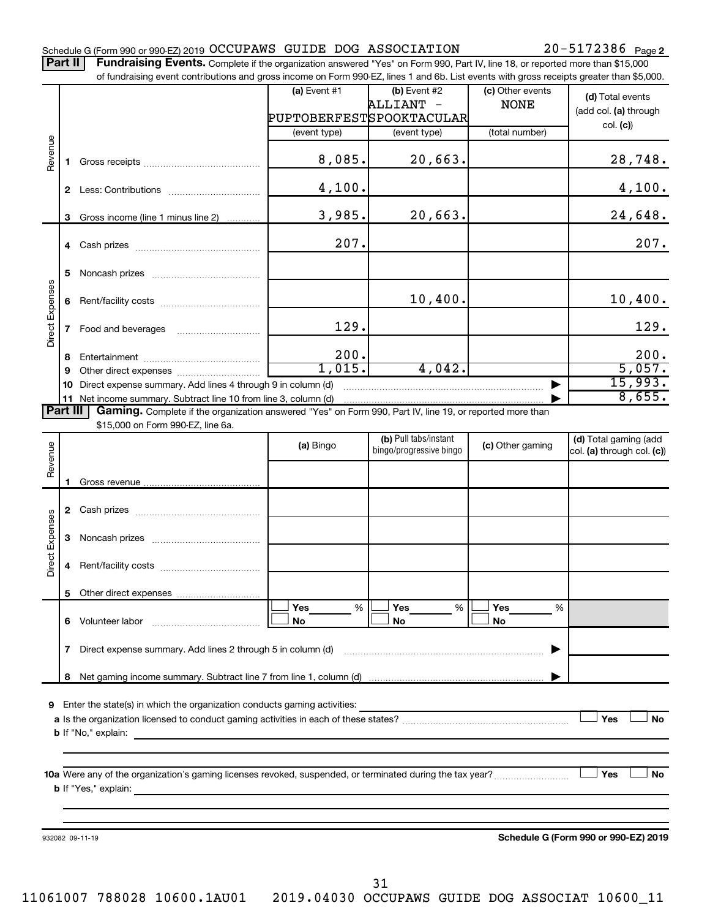Schedule G (Form 990 or 990-EZ) 2019 OCCUPAWS GUIDE DOG ASSOCIATION 20-5172386 Page 2

**Part II** **Fundraising Events.** Complete if the organization answered "Yes" on Form 990, Part IV, line 18, or reported more than $15,000 of fundraising event contributions and gross income on Form 990-EZ, lines 1 and 6b. List events with gross receipts greater than $5,000.

| | | (a) Event #1 PUPTOBERFEST (event type) | (b) Event #2 ALLIANT - SPOOKTACULAR (event type) | (c) Other events NONE (total number) | (d) Total events (add col. (a) through col. (c)) |
|---|---|---|---|---|---|
| Revenue | 1 Gross receipts | 8,085. | 20,663. | | 28,748. |
| | 2 Less: Contributions | 4,100. | | | 4,100. |
| | 3 Gross income (line 1 minus line 2) | 3,985. | 20,663. | | 24,648. |
| Direct Expenses | 4 Cash prizes | 207. | | | 207. |
| | 5 Noncash prizes | | | | |
| | 6 Rent/facility costs | | 10,400. | | 10,400. |
| | 7 Food and beverages | 129. | | | 129. |
| | 8 Entertainment | 200. | | | 200. |
| | 9 Other direct expenses | 1,015. | 4,042. | | 5,057. |
| | 10 Direct expense summary. Add lines 4 through 9 in column (d) | | | | 15,993. |
| | 11 Net income summary. Subtract line 10 from line 3, column (d) | | | | 8,655. |

**Part III** **Gaming.** Complete if the organization answered "Yes" on Form 990, Part IV, line 19, or reported more than $15,000 on Form 990-EZ, line 6a.

| | | (a) Bingo | (b) Pull tabs/instant bingo/progressive bingo | (c) Other gaming | (d) Total gaming (add col. (a) through col. (c)) |
|---|---|---|---|---|---|
| Revenue | 1 Gross revenue | | | | |
| Direct Expenses | 2 Cash prizes | | | | |
| | 3 Noncash prizes | | | | |
| | 4 Rent/facility costs | | | | |
| | 5 Other direct expenses | | | | |
| | 6 Volunteer labor | ☐ Yes ___% ☐ No | ☐ Yes ___% ☐ No | ☐ Yes ___% ☐ No | |
| | 7 Direct expense summary. Add lines 2 through 5 in column (d) | | | | |
| | 8 Net gaming income summary. Subtract line 7 from line 1, column (d) | | | | |

**9** Enter the state(s) in which the organization conducts gaming activities:

**a** Is the organization licensed to conduct gaming activities in each of these states? ☐ Yes ☐ No

**b** If "No," explain:

**10a** Were any of the organization's gaming licenses revoked, suspended, or terminated during the tax year? ☐ Yes ☐ No

**b** If "Yes," explain:

932082 09-11-19 **Schedule G (Form 990 or 990-EZ) 2019**

11061007 788028 10600.1AU01 2019.04030 OCCUPAWS GUIDE DOG ASSOCIAT 10600_11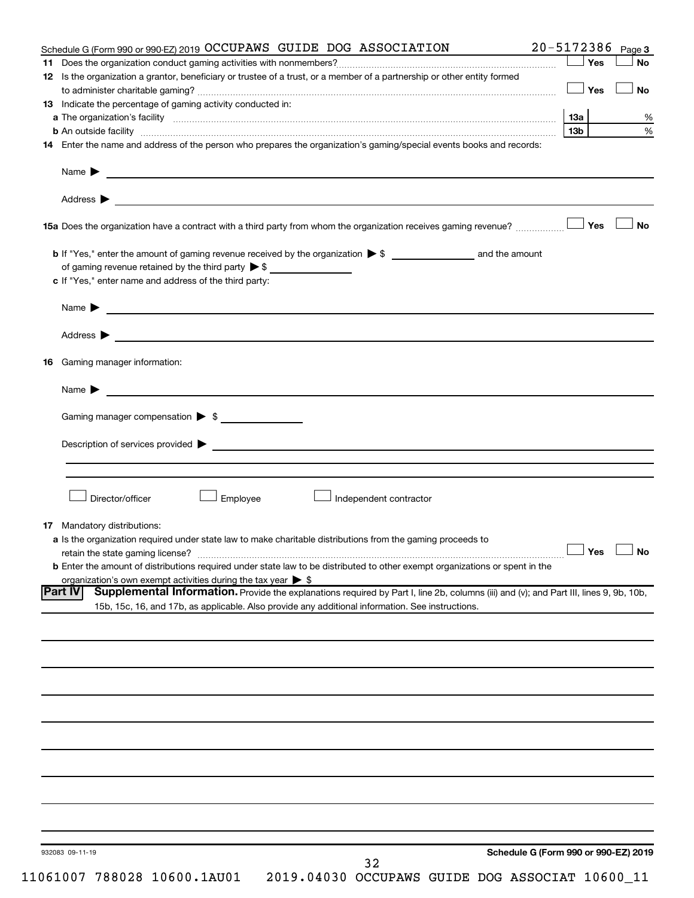Schedule G (Form 990 or 990-EZ) 2019 OCCUPAWS GUIDE DOG ASSOCIATION 20-5172386 Page 3

**11** Does the organization conduct gaming activities with nonmembers? ☐ Yes ☐ No

**12** Is the organization a grantor, beneficiary or trustee of a trust, or a member of a partnership or other entity formed to administer charitable gaming? ☐ Yes ☐ No

**13** Indicate the percentage of gaming activity conducted in:

**a** The organization's facility **13a** %

**b** An outside facility **13b** %

**14** Enter the name and address of the person who prepares the organization's gaming/special events books and records:

Name ▶

Address ▶

**15a** Does the organization have a contract with a third party from whom the organization receives gaming revenue? ☐ Yes ☐ No

**b** If "Yes," enter the amount of gaming revenue received by the organization ▶ $ ______ and the amount of gaming revenue retained by the third party ▶ $ ______

**c** If "Yes," enter name and address of the third party:

Name ▶

Address ▶

**16** Gaming manager information:

Name ▶

Gaming manager compensation ▶ $

Description of services provided ▶

☐ Director/officer ☐ Employee ☐ Independent contractor

**17** Mandatory distributions:

**a** Is the organization required under state law to make charitable distributions from the gaming proceeds to retain the state gaming license? ☐ Yes ☐ No

**b** Enter the amount of distributions required under state law to be distributed to other exempt organizations or spent in the organization's own exempt activities during the tax year ▶ $

**Part IV** **Supplemental Information.** Provide the explanations required by Part I, line 2b, columns (iii) and (v); and Part III, lines 9, 9b, 10b, 15b, 15c, 16, and 17b, as applicable. Also provide any additional information. See instructions.

932083 09-11-19

**Schedule G (Form 990 or 990-EZ) 2019**

11061007 788028 10600.1AU01 2019.04030 OCCUPAWS GUIDE DOG ASSOCIAT 10600_11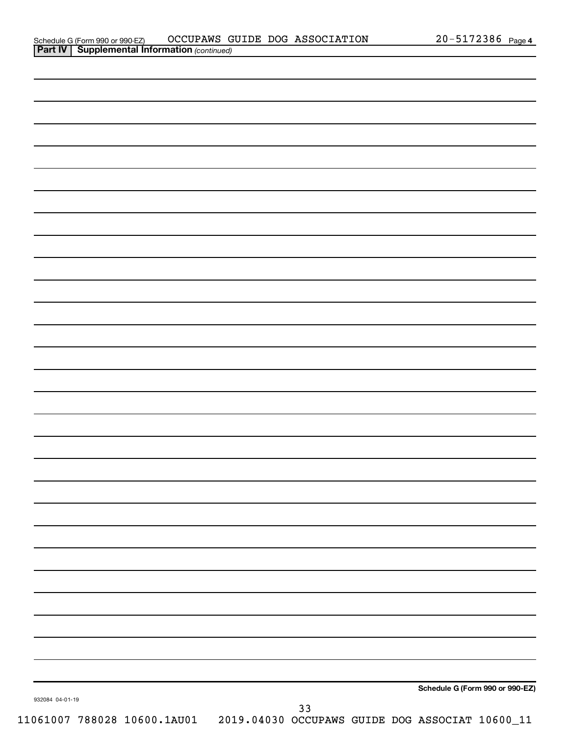Schedule G (Form 990 or 990-EZ) OCCUPAWS GUIDE DOG ASSOCIATION 20-5172386 Page 4

**Part IV | Supplemental Information** *(continued)*

**Schedule G (Form 990 or 990-EZ)**

932084 04-01-19

11061007 788028 10600.1AU01 2019.04030 OCCUPAWS GUIDE DOG ASSOCIAT 10600_11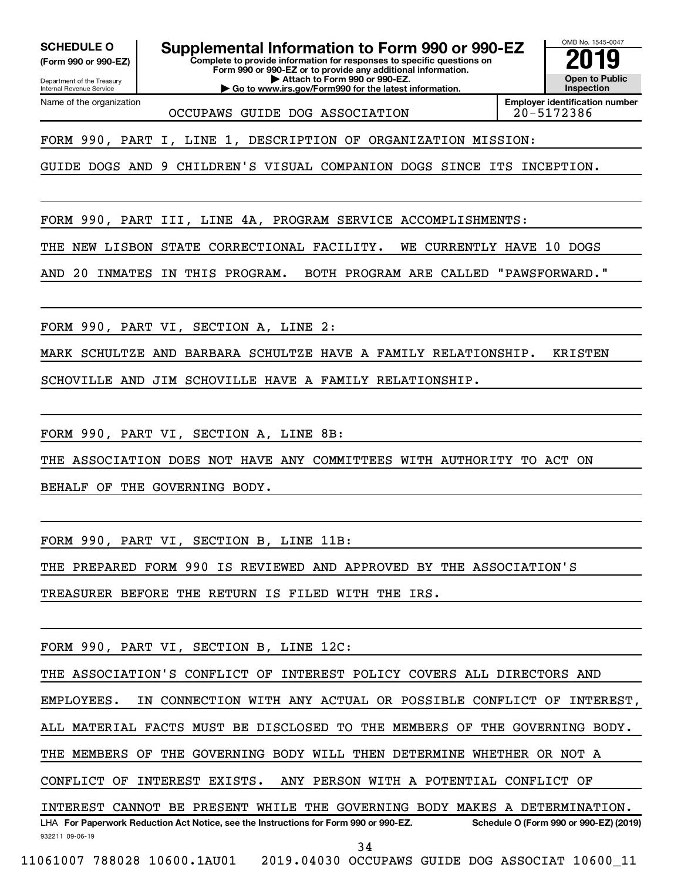**SCHEDULE O (Form 990 or 990-EZ)**

Department of the Treasury
Internal Revenue Service

# Supplemental Information to Form 990 or 990-EZ

**Complete to provide information for responses to specific questions on Form 990 or 990-EZ or to provide any additional information.**
**▶ Attach to Form 990 or 990-EZ.**
**▶ Go to www.irs.gov/Form990 for the latest information.**

OMB No. 1545-0047

**2019**

**Open to Public Inspection**

Name of the organization: OCCUPAWS GUIDE DOG ASSOCIATION

**Employer identification number:** 20-5172386

FORM 990, PART I, LINE 1, DESCRIPTION OF ORGANIZATION MISSION:

GUIDE DOGS AND 9 CHILDREN'S VISUAL COMPANION DOGS SINCE ITS INCEPTION.

FORM 990, PART III, LINE 4A, PROGRAM SERVICE ACCOMPLISHMENTS:

THE NEW LISBON STATE CORRECTIONAL FACILITY. WE CURRENTLY HAVE 10 DOGS AND 20 INMATES IN THIS PROGRAM. BOTH PROGRAM ARE CALLED "PAWSFORWARD."

FORM 990, PART VI, SECTION A, LINE 2:

MARK SCHULTZE AND BARBARA SCHULTZE HAVE A FAMILY RELATIONSHIP. KRISTEN SCHOVILLE AND JIM SCHOVILLE HAVE A FAMILY RELATIONSHIP.

FORM 990, PART VI, SECTION A, LINE 8B:

THE ASSOCIATION DOES NOT HAVE ANY COMMITTEES WITH AUTHORITY TO ACT ON BEHALF OF THE GOVERNING BODY.

FORM 990, PART VI, SECTION B, LINE 11B:

THE PREPARED FORM 990 IS REVIEWED AND APPROVED BY THE ASSOCIATION'S TREASURER BEFORE THE RETURN IS FILED WITH THE IRS.

FORM 990, PART VI, SECTION B, LINE 12C:

THE ASSOCIATION'S CONFLICT OF INTEREST POLICY COVERS ALL DIRECTORS AND EMPLOYEES. IN CONNECTION WITH ANY ACTUAL OR POSSIBLE CONFLICT OF INTEREST, ALL MATERIAL FACTS MUST BE DISCLOSED TO THE MEMBERS OF THE GOVERNING BODY. THE MEMBERS OF THE GOVERNING BODY WILL THEN DETERMINE WHETHER OR NOT A CONFLICT OF INTEREST EXISTS. ANY PERSON WITH A POTENTIAL CONFLICT OF INTEREST CANNOT BE PRESENT WHILE THE GOVERNING BODY MAKES A DETERMINATION.

LHA **For Paperwork Reduction Act Notice, see the Instructions for Form 990 or 990-EZ.** **Schedule O (Form 990 or 990-EZ) (2019)**

932211 09-06-19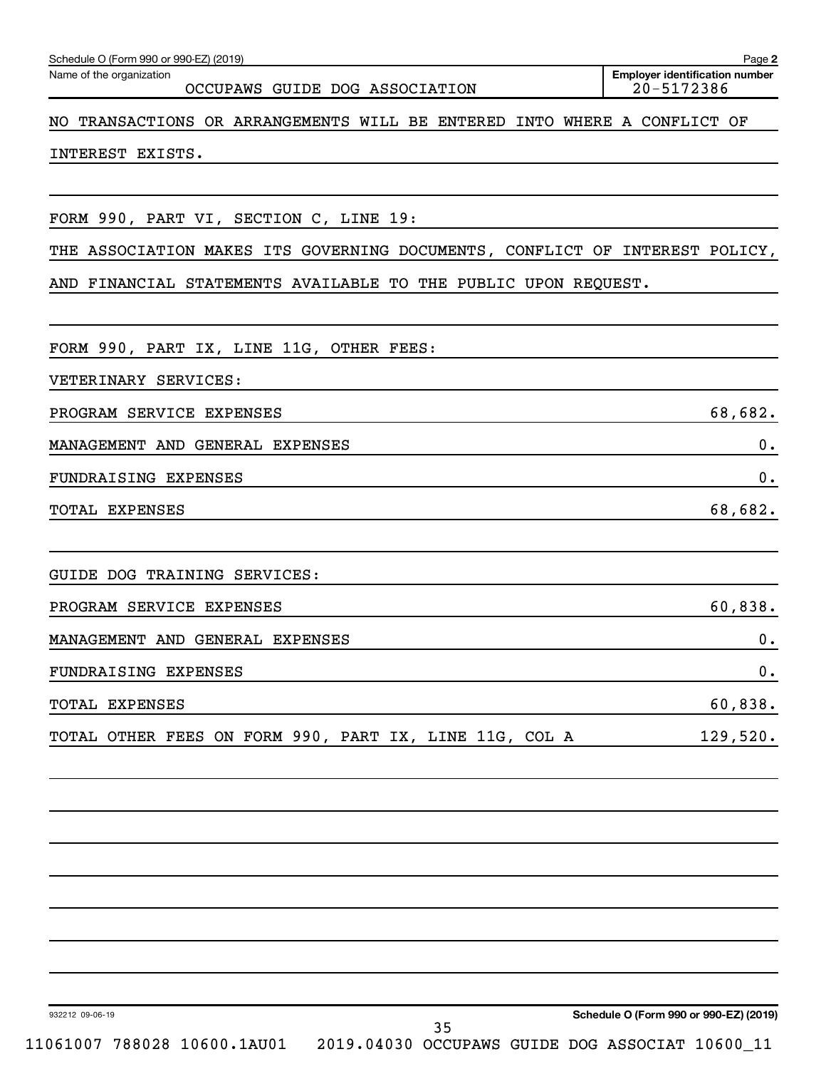Schedule O (Form 990 or 990-EZ) (2019) Page 2

Name of the organization: OCCUPAWS GUIDE DOG ASSOCIATION

Employer identification number: 20-5172386

NO TRANSACTIONS OR ARRANGEMENTS WILL BE ENTERED INTO WHERE A CONFLICT OF INTEREST EXISTS.

FORM 990, PART VI, SECTION C, LINE 19:

THE ASSOCIATION MAKES ITS GOVERNING DOCUMENTS, CONFLICT OF INTEREST POLICY, AND FINANCIAL STATEMENTS AVAILABLE TO THE PUBLIC UPON REQUEST.

FORM 990, PART IX, LINE 11G, OTHER FEES:

| | |
|---|---|
| VETERINARY SERVICES: | |
| PROGRAM SERVICE EXPENSES | 68,682. |
| MANAGEMENT AND GENERAL EXPENSES | 0. |
| FUNDRAISING EXPENSES | 0. |
| TOTAL EXPENSES | 68,682. |
| | |
| GUIDE DOG TRAINING SERVICES: | |
| PROGRAM SERVICE EXPENSES | 60,838. |
| MANAGEMENT AND GENERAL EXPENSES | 0. |
| FUNDRAISING EXPENSES | 0. |
| TOTAL EXPENSES | 60,838. |
| TOTAL OTHER FEES ON FORM 990, PART IX, LINE 11G, COL A | 129,520. |

932212 09-06-19

Schedule O (Form 990 or 990-EZ) (2019)

11061007 788028 10600.1AU01 2019.04030 OCCUPAWS GUIDE DOG ASSOCIAT 10600_11